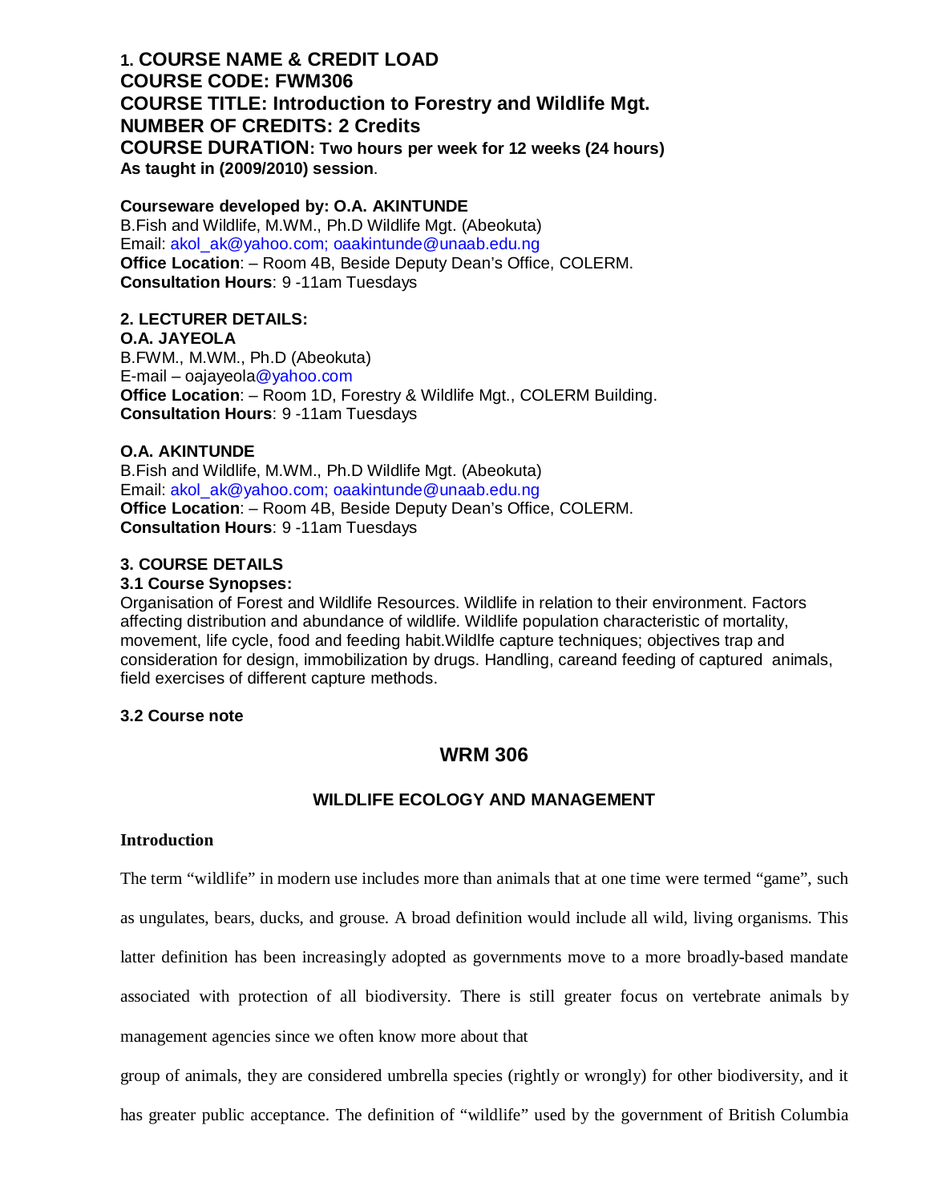**1. COURSE NAME & CREDIT LOAD**
**COURSE CODE: FWM306**
**COURSE TITLE: Introduction to Forestry and Wildlife Mgt.**
**NUMBER OF CREDITS: 2 Credits**
**COURSE DURATION: Two hours per week for 12 weeks (24 hours)**
**As taught in (2009/2010) session**.

**Courseware developed by: O.A. AKINTUNDE**
B.Fish and Wildlife, M.WM., Ph.D Wildlife Mgt. (Abeokuta)
Email: akol_ak@yahoo.com; oaakintunde@unaab.edu.ng
**Office Location**: – Room 4B, Beside Deputy Dean's Office, COLERM.
**Consultation Hours**: 9 -11am Tuesdays

**2. LECTURER DETAILS:**

**O.A. JAYEOLA**
B.FWM., M.WM., Ph.D (Abeokuta)
E-mail – oajayeola@yahoo.com
**Office Location**: – Room 1D, Forestry & Wildlife Mgt., COLERM Building.
**Consultation Hours**: 9 -11am Tuesdays

**O.A. AKINTUNDE**
B.Fish and Wildlife, M.WM., Ph.D Wildlife Mgt. (Abeokuta)
Email: akol_ak@yahoo.com; oaakintunde@unaab.edu.ng
**Office Location**: – Room 4B, Beside Deputy Dean's Office, COLERM.
**Consultation Hours**: 9 -11am Tuesdays

**3. COURSE DETAILS**

**3.1 Course Synopses:**

Organisation of Forest and Wildlife Resources. Wildlife in relation to their environment. Factors affecting distribution and abundance of wildlife. Wildlife population characteristic of mortality, movement, life cycle, food and feeding habit.Wildlfe capture techniques; objectives trap and consideration for design, immobilization by drugs. Handling, careand feeding of captured animals, field exercises of different capture methods.

**3.2 Course note**

## WRM 306

### WILDLIFE ECOLOGY AND MANAGEMENT

**Introduction**

The term "wildlife" in modern use includes more than animals that at one time were termed "game", such as ungulates, bears, ducks, and grouse. A broad definition would include all wild, living organisms. This latter definition has been increasingly adopted as governments move to a more broadly-based mandate associated with protection of all biodiversity. There is still greater focus on vertebrate animals by management agencies since we often know more about that group of animals, they are considered umbrella species (rightly or wrongly) for other biodiversity, and it has greater public acceptance. The definition of "wildlife" used by the government of British Columbia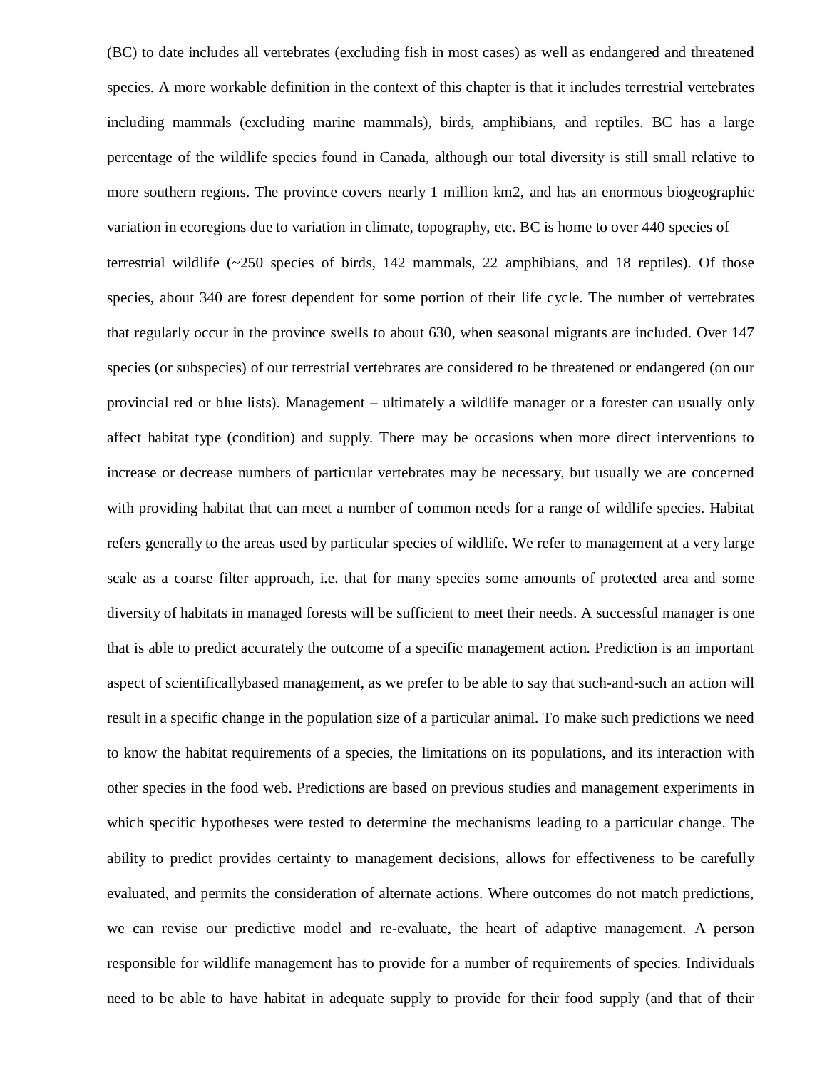(BC) to date includes all vertebrates (excluding fish in most cases) as well as endangered and threatened species. A more workable definition in the context of this chapter is that it includes terrestrial vertebrates including mammals (excluding marine mammals), birds, amphibians, and reptiles. BC has a large percentage of the wildlife species found in Canada, although our total diversity is still small relative to more southern regions. The province covers nearly 1 million km2, and has an enormous biogeographic variation in ecoregions due to variation in climate, topography, etc. BC is home to over 440 species of terrestrial wildlife (~250 species of birds, 142 mammals, 22 amphibians, and 18 reptiles). Of those species, about 340 are forest dependent for some portion of their life cycle. The number of vertebrates that regularly occur in the province swells to about 630, when seasonal migrants are included. Over 147 species (or subspecies) of our terrestrial vertebrates are considered to be threatened or endangered (on our provincial red or blue lists). Management – ultimately a wildlife manager or a forester can usually only affect habitat type (condition) and supply. There may be occasions when more direct interventions to increase or decrease numbers of particular vertebrates may be necessary, but usually we are concerned with providing habitat that can meet a number of common needs for a range of wildlife species. Habitat refers generally to the areas used by particular species of wildlife. We refer to management at a very large scale as a coarse filter approach, i.e. that for many species some amounts of protected area and some diversity of habitats in managed forests will be sufficient to meet their needs. A successful manager is one that is able to predict accurately the outcome of a specific management action. Prediction is an important aspect of scientificallybased management, as we prefer to be able to say that such-and-such an action will result in a specific change in the population size of a particular animal. To make such predictions we need to know the habitat requirements of a species, the limitations on its populations, and its interaction with other species in the food web. Predictions are based on previous studies and management experiments in which specific hypotheses were tested to determine the mechanisms leading to a particular change. The ability to predict provides certainty to management decisions, allows for effectiveness to be carefully evaluated, and permits the consideration of alternate actions. Where outcomes do not match predictions, we can revise our predictive model and re-evaluate, the heart of adaptive management. A person responsible for wildlife management has to provide for a number of requirements of species. Individuals need to be able to have habitat in adequate supply to provide for their food supply (and that of their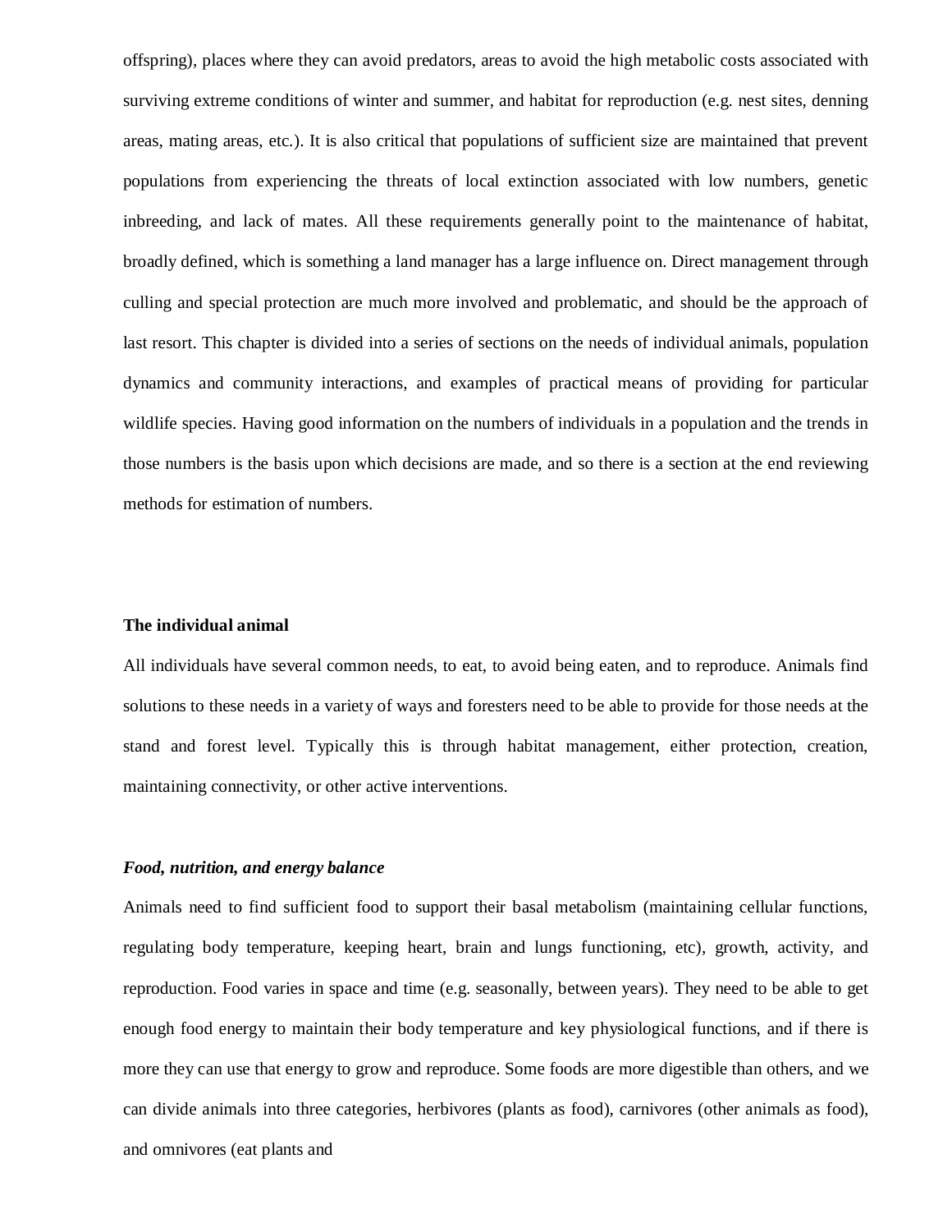offspring), places where they can avoid predators, areas to avoid the high metabolic costs associated with surviving extreme conditions of winter and summer, and habitat for reproduction (e.g. nest sites, denning areas, mating areas, etc.). It is also critical that populations of sufficient size are maintained that prevent populations from experiencing the threats of local extinction associated with low numbers, genetic inbreeding, and lack of mates. All these requirements generally point to the maintenance of habitat, broadly defined, which is something a land manager has a large influence on. Direct management through culling and special protection are much more involved and problematic, and should be the approach of last resort. This chapter is divided into a series of sections on the needs of individual animals, population dynamics and community interactions, and examples of practical means of providing for particular wildlife species. Having good information on the numbers of individuals in a population and the trends in those numbers is the basis upon which decisions are made, and so there is a section at the end reviewing methods for estimation of numbers.

## The individual animal

All individuals have several common needs, to eat, to avoid being eaten, and to reproduce. Animals find solutions to these needs in a variety of ways and foresters need to be able to provide for those needs at the stand and forest level. Typically this is through habitat management, either protection, creation, maintaining connectivity, or other active interventions.

### *Food, nutrition, and energy balance*

Animals need to find sufficient food to support their basal metabolism (maintaining cellular functions, regulating body temperature, keeping heart, brain and lungs functioning, etc), growth, activity, and reproduction. Food varies in space and time (e.g. seasonally, between years). They need to be able to get enough food energy to maintain their body temperature and key physiological functions, and if there is more they can use that energy to grow and reproduce. Some foods are more digestible than others, and we can divide animals into three categories, herbivores (plants as food), carnivores (other animals as food), and omnivores (eat plants and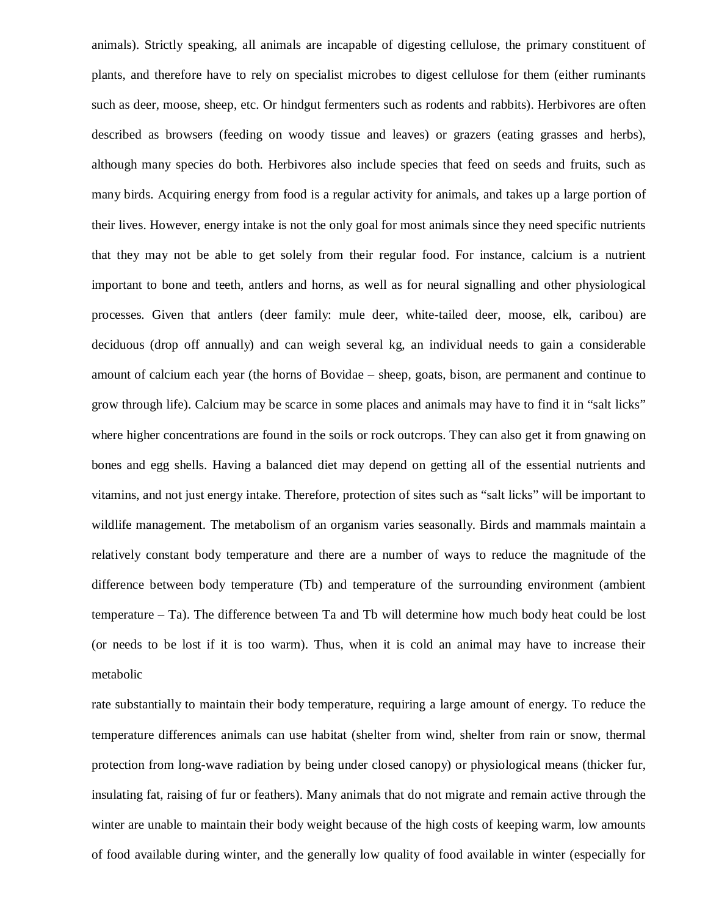animals). Strictly speaking, all animals are incapable of digesting cellulose, the primary constituent of plants, and therefore have to rely on specialist microbes to digest cellulose for them (either ruminants such as deer, moose, sheep, etc. Or hindgut fermenters such as rodents and rabbits). Herbivores are often described as browsers (feeding on woody tissue and leaves) or grazers (eating grasses and herbs), although many species do both. Herbivores also include species that feed on seeds and fruits, such as many birds. Acquiring energy from food is a regular activity for animals, and takes up a large portion of their lives. However, energy intake is not the only goal for most animals since they need specific nutrients that they may not be able to get solely from their regular food. For instance, calcium is a nutrient important to bone and teeth, antlers and horns, as well as for neural signalling and other physiological processes. Given that antlers (deer family: mule deer, white-tailed deer, moose, elk, caribou) are deciduous (drop off annually) and can weigh several kg, an individual needs to gain a considerable amount of calcium each year (the horns of Bovidae – sheep, goats, bison, are permanent and continue to grow through life). Calcium may be scarce in some places and animals may have to find it in "salt licks" where higher concentrations are found in the soils or rock outcrops. They can also get it from gnawing on bones and egg shells. Having a balanced diet may depend on getting all of the essential nutrients and vitamins, and not just energy intake. Therefore, protection of sites such as "salt licks" will be important to wildlife management. The metabolism of an organism varies seasonally. Birds and mammals maintain a relatively constant body temperature and there are a number of ways to reduce the magnitude of the difference between body temperature (Tb) and temperature of the surrounding environment (ambient temperature – Ta). The difference between Ta and Tb will determine how much body heat could be lost (or needs to be lost if it is too warm). Thus, when it is cold an animal may have to increase their metabolic rate substantially to maintain their body temperature, requiring a large amount of energy. To reduce the temperature differences animals can use habitat (shelter from wind, shelter from rain or snow, thermal protection from long-wave radiation by being under closed canopy) or physiological means (thicker fur, insulating fat, raising of fur or feathers). Many animals that do not migrate and remain active through the winter are unable to maintain their body weight because of the high costs of keeping warm, low amounts of food available during winter, and the generally low quality of food available in winter (especially for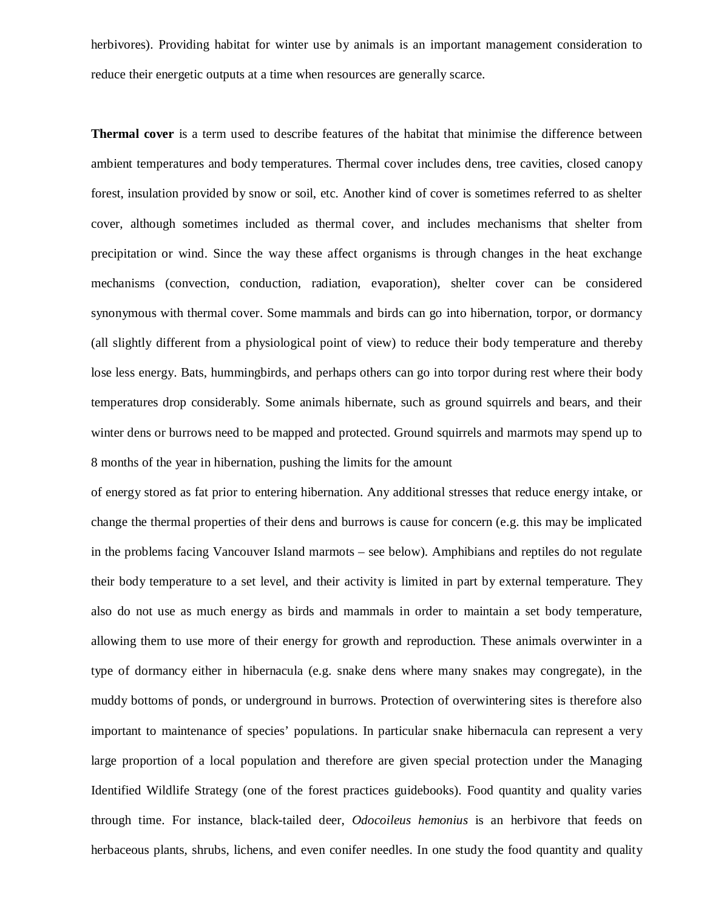herbivores). Providing habitat for winter use by animals is an important management consideration to reduce their energetic outputs at a time when resources are generally scarce.

**Thermal cover** is a term used to describe features of the habitat that minimise the difference between ambient temperatures and body temperatures. Thermal cover includes dens, tree cavities, closed canopy forest, insulation provided by snow or soil, etc. Another kind of cover is sometimes referred to as shelter cover, although sometimes included as thermal cover, and includes mechanisms that shelter from precipitation or wind. Since the way these affect organisms is through changes in the heat exchange mechanisms (convection, conduction, radiation, evaporation), shelter cover can be considered synonymous with thermal cover. Some mammals and birds can go into hibernation, torpor, or dormancy (all slightly different from a physiological point of view) to reduce their body temperature and thereby lose less energy. Bats, hummingbirds, and perhaps others can go into torpor during rest where their body temperatures drop considerably. Some animals hibernate, such as ground squirrels and bears, and their winter dens or burrows need to be mapped and protected. Ground squirrels and marmots may spend up to 8 months of the year in hibernation, pushing the limits for the amount of energy stored as fat prior to entering hibernation. Any additional stresses that reduce energy intake, or change the thermal properties of their dens and burrows is cause for concern (e.g. this may be implicated in the problems facing Vancouver Island marmots – see below). Amphibians and reptiles do not regulate their body temperature to a set level, and their activity is limited in part by external temperature. They also do not use as much energy as birds and mammals in order to maintain a set body temperature, allowing them to use more of their energy for growth and reproduction. These animals overwinter in a type of dormancy either in hibernacula (e.g. snake dens where many snakes may congregate), in the muddy bottoms of ponds, or underground in burrows. Protection of overwintering sites is therefore also important to maintenance of species' populations. In particular snake hibernacula can represent a very large proportion of a local population and therefore are given special protection under the Managing Identified Wildlife Strategy (one of the forest practices guidebooks). Food quantity and quality varies through time. For instance, black-tailed deer, *Odocoileus hemonius* is an herbivore that feeds on herbaceous plants, shrubs, lichens, and even conifer needles. In one study the food quantity and quality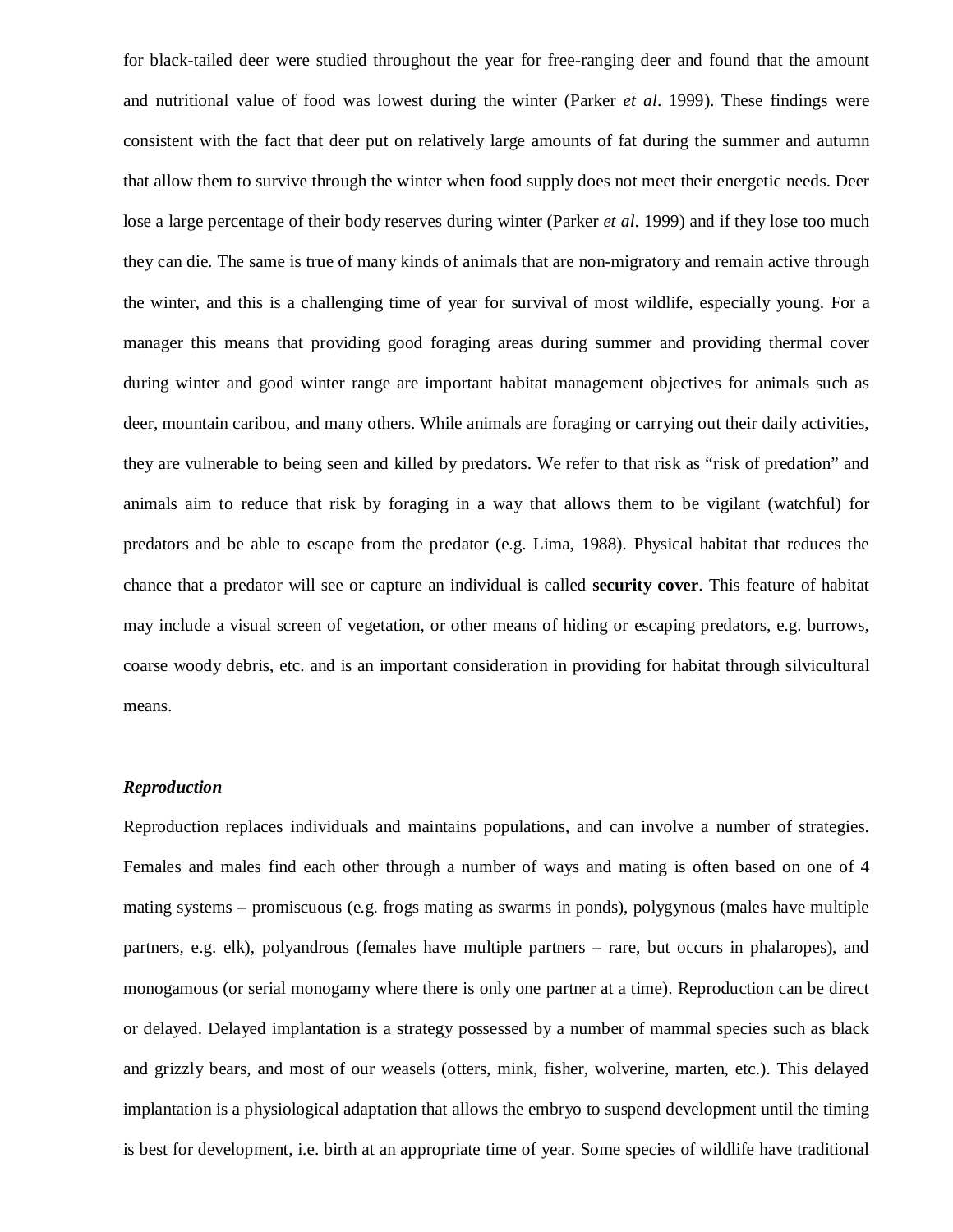for black-tailed deer were studied throughout the year for free-ranging deer and found that the amount and nutritional value of food was lowest during the winter (Parker *et al*. 1999). These findings were consistent with the fact that deer put on relatively large amounts of fat during the summer and autumn that allow them to survive through the winter when food supply does not meet their energetic needs. Deer lose a large percentage of their body reserves during winter (Parker *et al*. 1999) and if they lose too much they can die. The same is true of many kinds of animals that are non-migratory and remain active through the winter, and this is a challenging time of year for survival of most wildlife, especially young. For a manager this means that providing good foraging areas during summer and providing thermal cover during winter and good winter range are important habitat management objectives for animals such as deer, mountain caribou, and many others. While animals are foraging or carrying out their daily activities, they are vulnerable to being seen and killed by predators. We refer to that risk as "risk of predation" and animals aim to reduce that risk by foraging in a way that allows them to be vigilant (watchful) for predators and be able to escape from the predator (e.g. Lima, 1988). Physical habitat that reduces the chance that a predator will see or capture an individual is called **security cover**. This feature of habitat may include a visual screen of vegetation, or other means of hiding or escaping predators, e.g. burrows, coarse woody debris, etc. and is an important consideration in providing for habitat through silvicultural means.

***Reproduction***

Reproduction replaces individuals and maintains populations, and can involve a number of strategies. Females and males find each other through a number of ways and mating is often based on one of 4 mating systems – promiscuous (e.g. frogs mating as swarms in ponds), polygynous (males have multiple partners, e.g. elk), polyandrous (females have multiple partners – rare, but occurs in phalaropes), and monogamous (or serial monogamy where there is only one partner at a time). Reproduction can be direct or delayed. Delayed implantation is a strategy possessed by a number of mammal species such as black and grizzly bears, and most of our weasels (otters, mink, fisher, wolverine, marten, etc.). This delayed implantation is a physiological adaptation that allows the embryo to suspend development until the timing is best for development, i.e. birth at an appropriate time of year. Some species of wildlife have traditional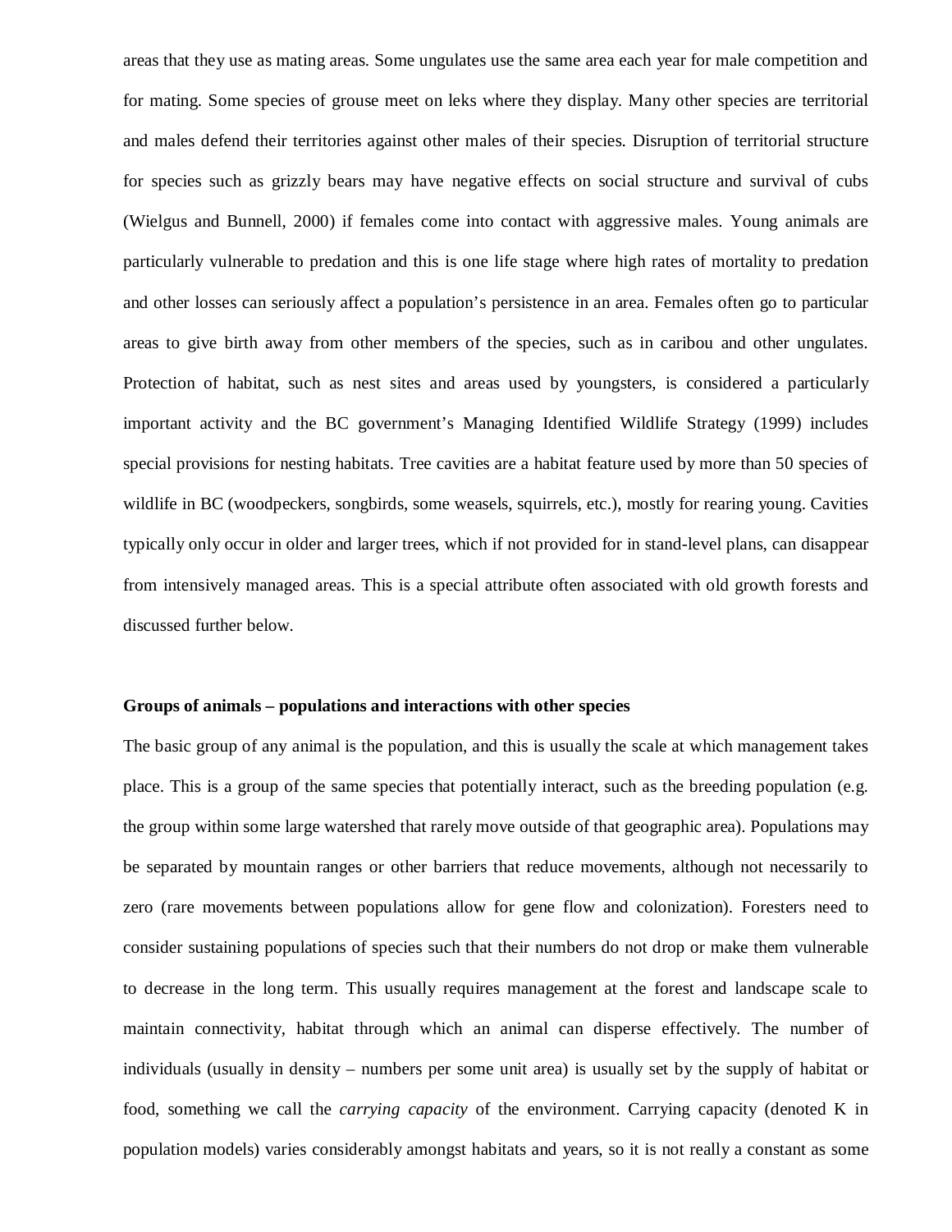areas that they use as mating areas. Some ungulates use the same area each year for male competition and for mating. Some species of grouse meet on leks where they display. Many other species are territorial and males defend their territories against other males of their species. Disruption of territorial structure for species such as grizzly bears may have negative effects on social structure and survival of cubs (Wielgus and Bunnell, 2000) if females come into contact with aggressive males. Young animals are particularly vulnerable to predation and this is one life stage where high rates of mortality to predation and other losses can seriously affect a population's persistence in an area. Females often go to particular areas to give birth away from other members of the species, such as in caribou and other ungulates. Protection of habitat, such as nest sites and areas used by youngsters, is considered a particularly important activity and the BC government's Managing Identified Wildlife Strategy (1999) includes special provisions for nesting habitats. Tree cavities are a habitat feature used by more than 50 species of wildlife in BC (woodpeckers, songbirds, some weasels, squirrels, etc.), mostly for rearing young. Cavities typically only occur in older and larger trees, which if not provided for in stand-level plans, can disappear from intensively managed areas. This is a special attribute often associated with old growth forests and discussed further below.

**Groups of animals – populations and interactions with other species**

The basic group of any animal is the population, and this is usually the scale at which management takes place. This is a group of the same species that potentially interact, such as the breeding population (e.g. the group within some large watershed that rarely move outside of that geographic area). Populations may be separated by mountain ranges or other barriers that reduce movements, although not necessarily to zero (rare movements between populations allow for gene flow and colonization). Foresters need to consider sustaining populations of species such that their numbers do not drop or make them vulnerable to decrease in the long term. This usually requires management at the forest and landscape scale to maintain connectivity, habitat through which an animal can disperse effectively. The number of individuals (usually in density – numbers per some unit area) is usually set by the supply of habitat or food, something we call the *carrying capacity* of the environment. Carrying capacity (denoted K in population models) varies considerably amongst habitats and years, so it is not really a constant as some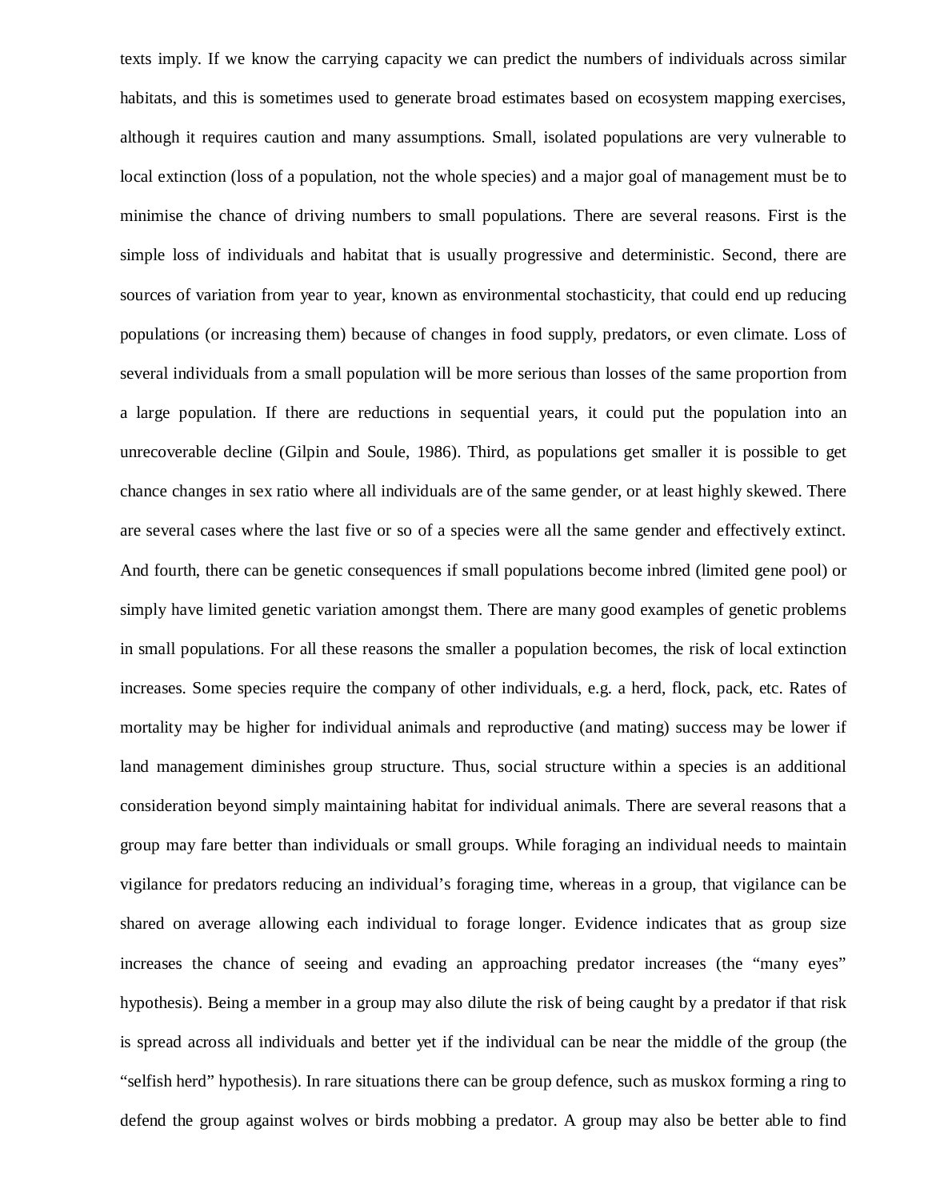texts imply. If we know the carrying capacity we can predict the numbers of individuals across similar habitats, and this is sometimes used to generate broad estimates based on ecosystem mapping exercises, although it requires caution and many assumptions. Small, isolated populations are very vulnerable to local extinction (loss of a population, not the whole species) and a major goal of management must be to minimise the chance of driving numbers to small populations. There are several reasons. First is the simple loss of individuals and habitat that is usually progressive and deterministic. Second, there are sources of variation from year to year, known as environmental stochasticity, that could end up reducing populations (or increasing them) because of changes in food supply, predators, or even climate. Loss of several individuals from a small population will be more serious than losses of the same proportion from a large population. If there are reductions in sequential years, it could put the population into an unrecoverable decline (Gilpin and Soule, 1986). Third, as populations get smaller it is possible to get chance changes in sex ratio where all individuals are of the same gender, or at least highly skewed. There are several cases where the last five or so of a species were all the same gender and effectively extinct. And fourth, there can be genetic consequences if small populations become inbred (limited gene pool) or simply have limited genetic variation amongst them. There are many good examples of genetic problems in small populations. For all these reasons the smaller a population becomes, the risk of local extinction increases. Some species require the company of other individuals, e.g. a herd, flock, pack, etc. Rates of mortality may be higher for individual animals and reproductive (and mating) success may be lower if land management diminishes group structure. Thus, social structure within a species is an additional consideration beyond simply maintaining habitat for individual animals. There are several reasons that a group may fare better than individuals or small groups. While foraging an individual needs to maintain vigilance for predators reducing an individual's foraging time, whereas in a group, that vigilance can be shared on average allowing each individual to forage longer. Evidence indicates that as group size increases the chance of seeing and evading an approaching predator increases (the "many eyes" hypothesis). Being a member in a group may also dilute the risk of being caught by a predator if that risk is spread across all individuals and better yet if the individual can be near the middle of the group (the "selfish herd" hypothesis). In rare situations there can be group defence, such as muskox forming a ring to defend the group against wolves or birds mobbing a predator. A group may also be better able to find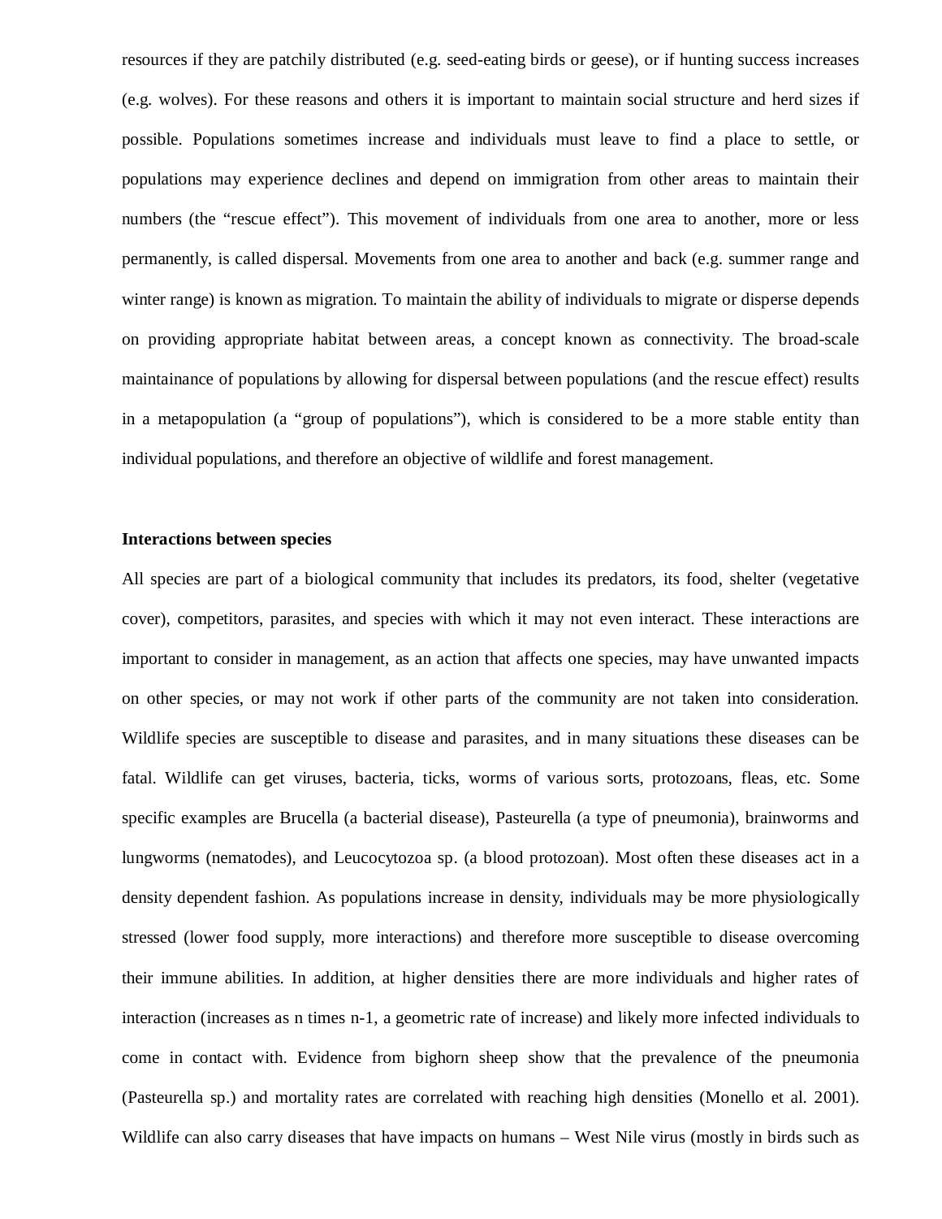resources if they are patchily distributed (e.g. seed-eating birds or geese), or if hunting success increases (e.g. wolves). For these reasons and others it is important to maintain social structure and herd sizes if possible. Populations sometimes increase and individuals must leave to find a place to settle, or populations may experience declines and depend on immigration from other areas to maintain their numbers (the "rescue effect"). This movement of individuals from one area to another, more or less permanently, is called dispersal. Movements from one area to another and back (e.g. summer range and winter range) is known as migration. To maintain the ability of individuals to migrate or disperse depends on providing appropriate habitat between areas, a concept known as connectivity. The broad-scale maintainance of populations by allowing for dispersal between populations (and the rescue effect) results in a metapopulation (a "group of populations"), which is considered to be a more stable entity than individual populations, and therefore an objective of wildlife and forest management.

**Interactions between species**

All species are part of a biological community that includes its predators, its food, shelter (vegetative cover), competitors, parasites, and species with which it may not even interact. These interactions are important to consider in management, as an action that affects one species, may have unwanted impacts on other species, or may not work if other parts of the community are not taken into consideration. Wildlife species are susceptible to disease and parasites, and in many situations these diseases can be fatal. Wildlife can get viruses, bacteria, ticks, worms of various sorts, protozoans, fleas, etc. Some specific examples are Brucella (a bacterial disease), Pasteurella (a type of pneumonia), brainworms and lungworms (nematodes), and Leucocytozoa sp. (a blood protozoan). Most often these diseases act in a density dependent fashion. As populations increase in density, individuals may be more physiologically stressed (lower food supply, more interactions) and therefore more susceptible to disease overcoming their immune abilities. In addition, at higher densities there are more individuals and higher rates of interaction (increases as n times n-1, a geometric rate of increase) and likely more infected individuals to come in contact with. Evidence from bighorn sheep show that the prevalence of the pneumonia (Pasteurella sp.) and mortality rates are correlated with reaching high densities (Monello et al. 2001). Wildlife can also carry diseases that have impacts on humans – West Nile virus (mostly in birds such as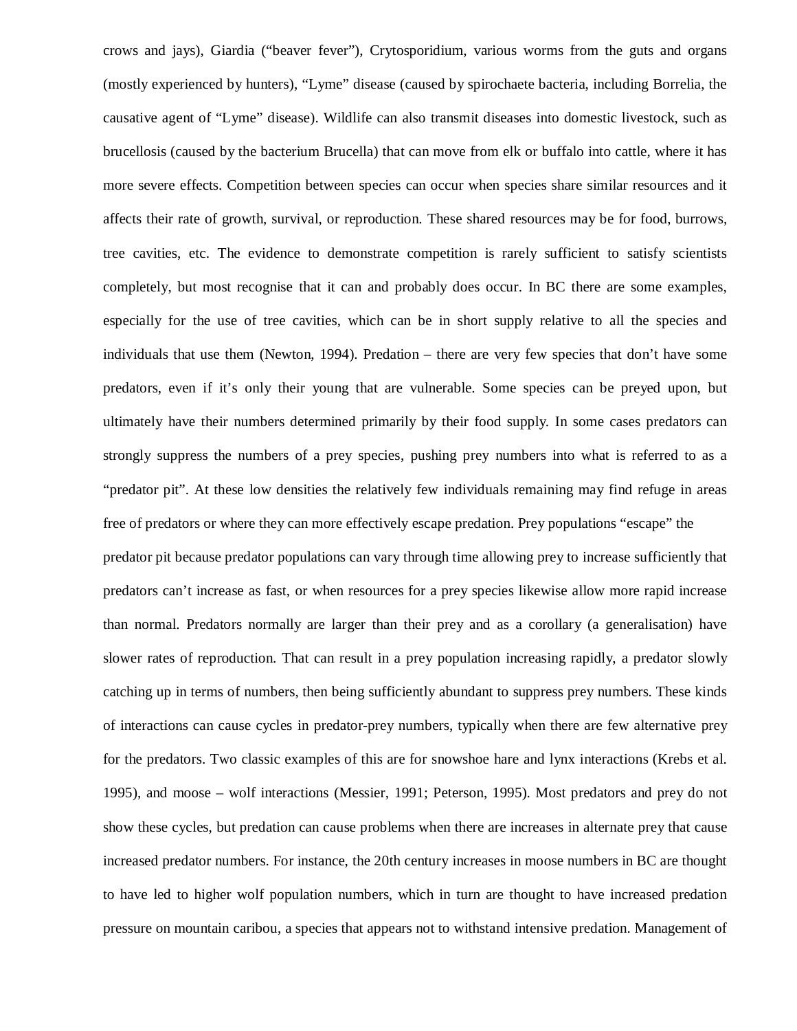crows and jays), Giardia ("beaver fever"), Crytosporidium, various worms from the guts and organs (mostly experienced by hunters), "Lyme" disease (caused by spirochaete bacteria, including Borrelia, the causative agent of "Lyme" disease). Wildlife can also transmit diseases into domestic livestock, such as brucellosis (caused by the bacterium Brucella) that can move from elk or buffalo into cattle, where it has more severe effects. Competition between species can occur when species share similar resources and it affects their rate of growth, survival, or reproduction. These shared resources may be for food, burrows, tree cavities, etc. The evidence to demonstrate competition is rarely sufficient to satisfy scientists completely, but most recognise that it can and probably does occur. In BC there are some examples, especially for the use of tree cavities, which can be in short supply relative to all the species and individuals that use them (Newton, 1994). Predation – there are very few species that don't have some predators, even if it's only their young that are vulnerable. Some species can be preyed upon, but ultimately have their numbers determined primarily by their food supply. In some cases predators can strongly suppress the numbers of a prey species, pushing prey numbers into what is referred to as a "predator pit". At these low densities the relatively few individuals remaining may find refuge in areas free of predators or where they can more effectively escape predation. Prey populations "escape" the predator pit because predator populations can vary through time allowing prey to increase sufficiently that predators can't increase as fast, or when resources for a prey species likewise allow more rapid increase than normal. Predators normally are larger than their prey and as a corollary (a generalisation) have slower rates of reproduction. That can result in a prey population increasing rapidly, a predator slowly catching up in terms of numbers, then being sufficiently abundant to suppress prey numbers. These kinds of interactions can cause cycles in predator-prey numbers, typically when there are few alternative prey for the predators. Two classic examples of this are for snowshoe hare and lynx interactions (Krebs et al. 1995), and moose – wolf interactions (Messier, 1991; Peterson, 1995). Most predators and prey do not show these cycles, but predation can cause problems when there are increases in alternate prey that cause increased predator numbers. For instance, the 20th century increases in moose numbers in BC are thought to have led to higher wolf population numbers, which in turn are thought to have increased predation pressure on mountain caribou, a species that appears not to withstand intensive predation. Management of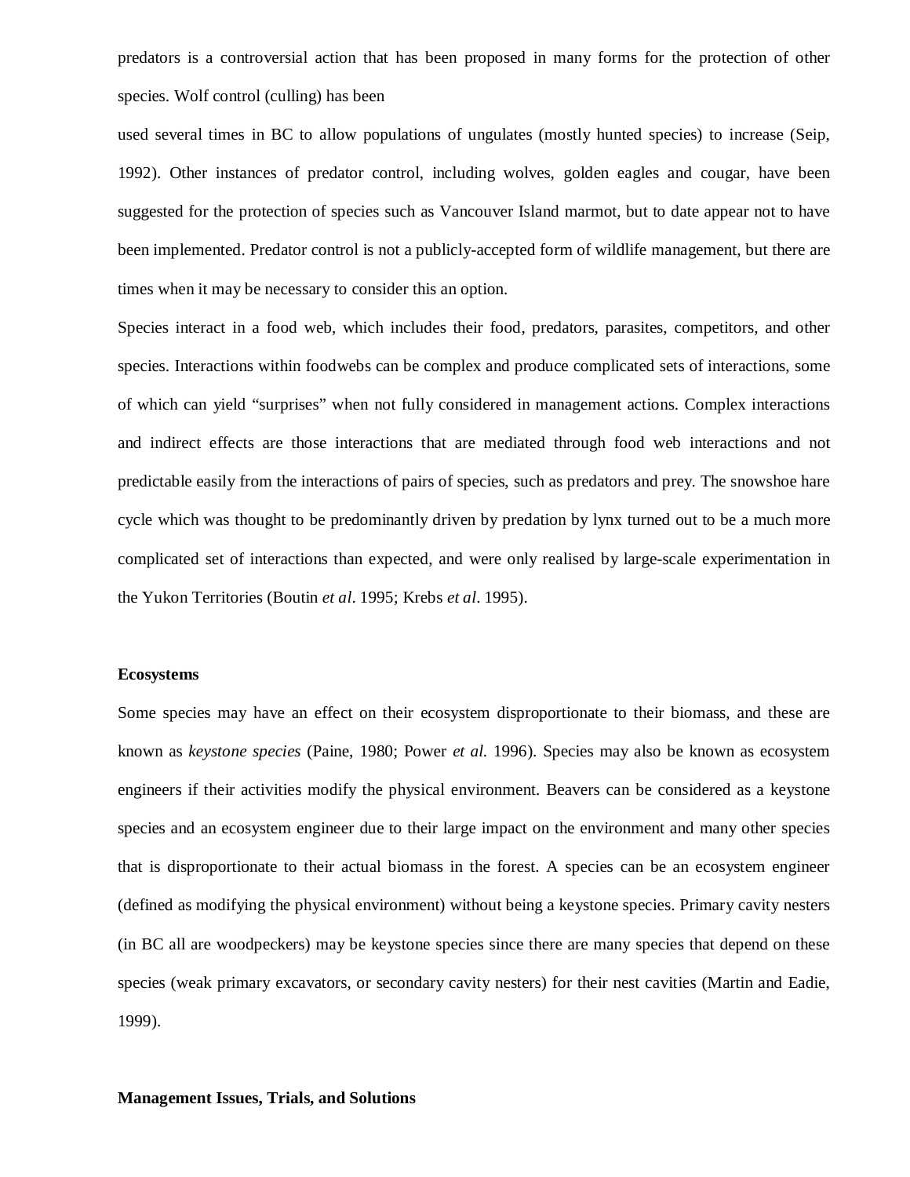predators is a controversial action that has been proposed in many forms for the protection of other species. Wolf control (culling) has been used several times in BC to allow populations of ungulates (mostly hunted species) to increase (Seip, 1992). Other instances of predator control, including wolves, golden eagles and cougar, have been suggested for the protection of species such as Vancouver Island marmot, but to date appear not to have been implemented. Predator control is not a publicly-accepted form of wildlife management, but there are times when it may be necessary to consider this an option.

Species interact in a food web, which includes their food, predators, parasites, competitors, and other species. Interactions within foodwebs can be complex and produce complicated sets of interactions, some of which can yield "surprises" when not fully considered in management actions. Complex interactions and indirect effects are those interactions that are mediated through food web interactions and not predictable easily from the interactions of pairs of species, such as predators and prey. The snowshoe hare cycle which was thought to be predominantly driven by predation by lynx turned out to be a much more complicated set of interactions than expected, and were only realised by large-scale experimentation in the Yukon Territories (Boutin *et al*. 1995; Krebs *et al*. 1995).

**Ecosystems**

Some species may have an effect on their ecosystem disproportionate to their biomass, and these are known as *keystone species* (Paine, 1980; Power *et al.* 1996). Species may also be known as ecosystem engineers if their activities modify the physical environment. Beavers can be considered as a keystone species and an ecosystem engineer due to their large impact on the environment and many other species that is disproportionate to their actual biomass in the forest. A species can be an ecosystem engineer (defined as modifying the physical environment) without being a keystone species. Primary cavity nesters (in BC all are woodpeckers) may be keystone species since there are many species that depend on these species (weak primary excavators, or secondary cavity nesters) for their nest cavities (Martin and Eadie, 1999).

**Management Issues, Trials, and Solutions**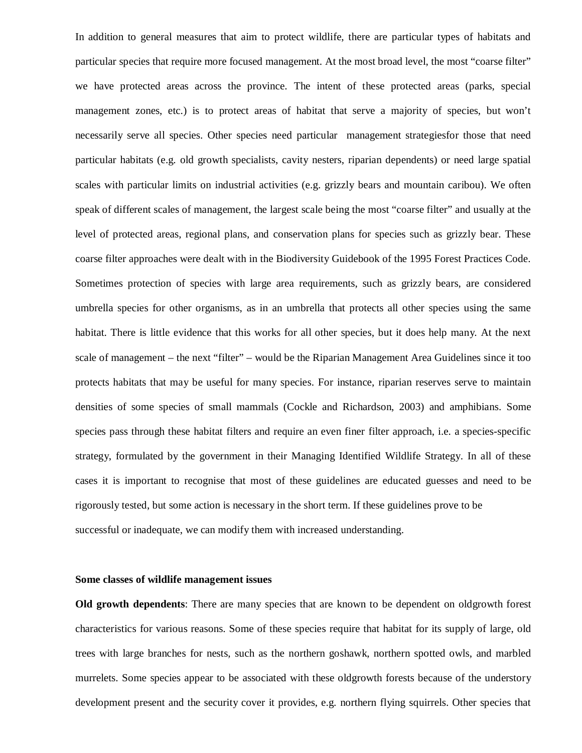In addition to general measures that aim to protect wildlife, there are particular types of habitats and particular species that require more focused management. At the most broad level, the most "coarse filter" we have protected areas across the province. The intent of these protected areas (parks, special management zones, etc.) is to protect areas of habitat that serve a majority of species, but won't necessarily serve all species. Other species need particular management strategiesfor those that need particular habitats (e.g. old growth specialists, cavity nesters, riparian dependents) or need large spatial scales with particular limits on industrial activities (e.g. grizzly bears and mountain caribou). We often speak of different scales of management, the largest scale being the most "coarse filter" and usually at the level of protected areas, regional plans, and conservation plans for species such as grizzly bear. These coarse filter approaches were dealt with in the Biodiversity Guidebook of the 1995 Forest Practices Code. Sometimes protection of species with large area requirements, such as grizzly bears, are considered umbrella species for other organisms, as in an umbrella that protects all other species using the same habitat. There is little evidence that this works for all other species, but it does help many. At the next scale of management – the next "filter" – would be the Riparian Management Area Guidelines since it too protects habitats that may be useful for many species. For instance, riparian reserves serve to maintain densities of some species of small mammals (Cockle and Richardson, 2003) and amphibians. Some species pass through these habitat filters and require an even finer filter approach, i.e. a species-specific strategy, formulated by the government in their Managing Identified Wildlife Strategy. In all of these cases it is important to recognise that most of these guidelines are educated guesses and need to be rigorously tested, but some action is necessary in the short term. If these guidelines prove to be successful or inadequate, we can modify them with increased understanding.

**Some classes of wildlife management issues**

**Old growth dependents**: There are many species that are known to be dependent on oldgrowth forest characteristics for various reasons. Some of these species require that habitat for its supply of large, old trees with large branches for nests, such as the northern goshawk, northern spotted owls, and marbled murrelets. Some species appear to be associated with these oldgrowth forests because of the understory development present and the security cover it provides, e.g. northern flying squirrels. Other species that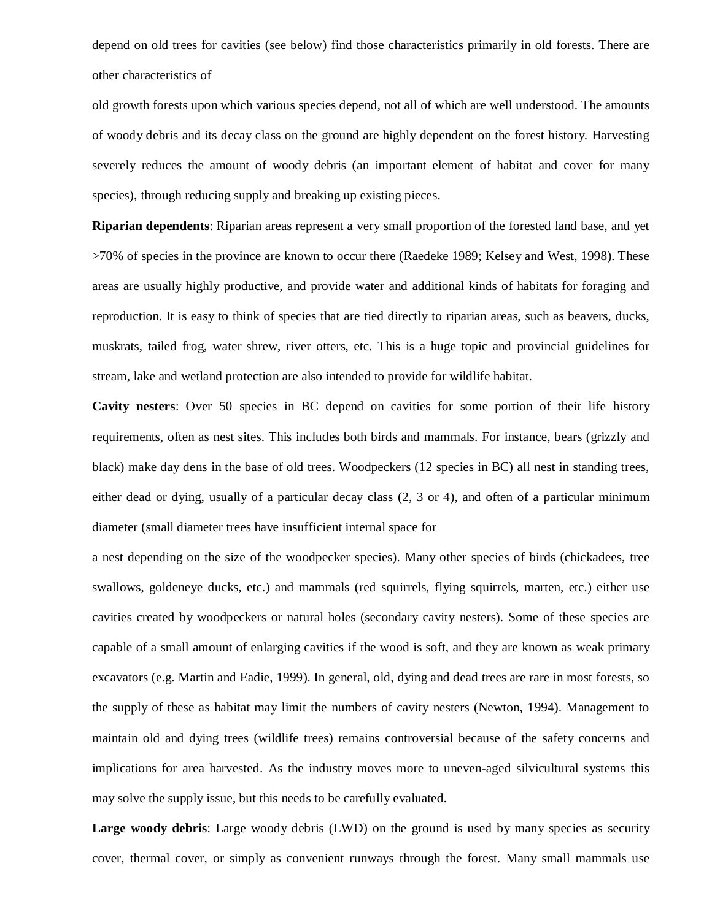depend on old trees for cavities (see below) find those characteristics primarily in old forests. There are other characteristics of old growth forests upon which various species depend, not all of which are well understood. The amounts of woody debris and its decay class on the ground are highly dependent on the forest history. Harvesting severely reduces the amount of woody debris (an important element of habitat and cover for many species), through reducing supply and breaking up existing pieces.

**Riparian dependents**: Riparian areas represent a very small proportion of the forested land base, and yet >70% of species in the province are known to occur there (Raedeke 1989; Kelsey and West, 1998). These areas are usually highly productive, and provide water and additional kinds of habitats for foraging and reproduction. It is easy to think of species that are tied directly to riparian areas, such as beavers, ducks, muskrats, tailed frog, water shrew, river otters, etc. This is a huge topic and provincial guidelines for stream, lake and wetland protection are also intended to provide for wildlife habitat.

**Cavity nesters**: Over 50 species in BC depend on cavities for some portion of their life history requirements, often as nest sites. This includes both birds and mammals. For instance, bears (grizzly and black) make day dens in the base of old trees. Woodpeckers (12 species in BC) all nest in standing trees, either dead or dying, usually of a particular decay class (2, 3 or 4), and often of a particular minimum diameter (small diameter trees have insufficient internal space for a nest depending on the size of the woodpecker species). Many other species of birds (chickadees, tree swallows, goldeneye ducks, etc.) and mammals (red squirrels, flying squirrels, marten, etc.) either use cavities created by woodpeckers or natural holes (secondary cavity nesters). Some of these species are capable of a small amount of enlarging cavities if the wood is soft, and they are known as weak primary excavators (e.g. Martin and Eadie, 1999). In general, old, dying and dead trees are rare in most forests, so the supply of these as habitat may limit the numbers of cavity nesters (Newton, 1994). Management to maintain old and dying trees (wildlife trees) remains controversial because of the safety concerns and implications for area harvested. As the industry moves more to uneven-aged silvicultural systems this may solve the supply issue, but this needs to be carefully evaluated.

**Large woody debris**: Large woody debris (LWD) on the ground is used by many species as security cover, thermal cover, or simply as convenient runways through the forest. Many small mammals use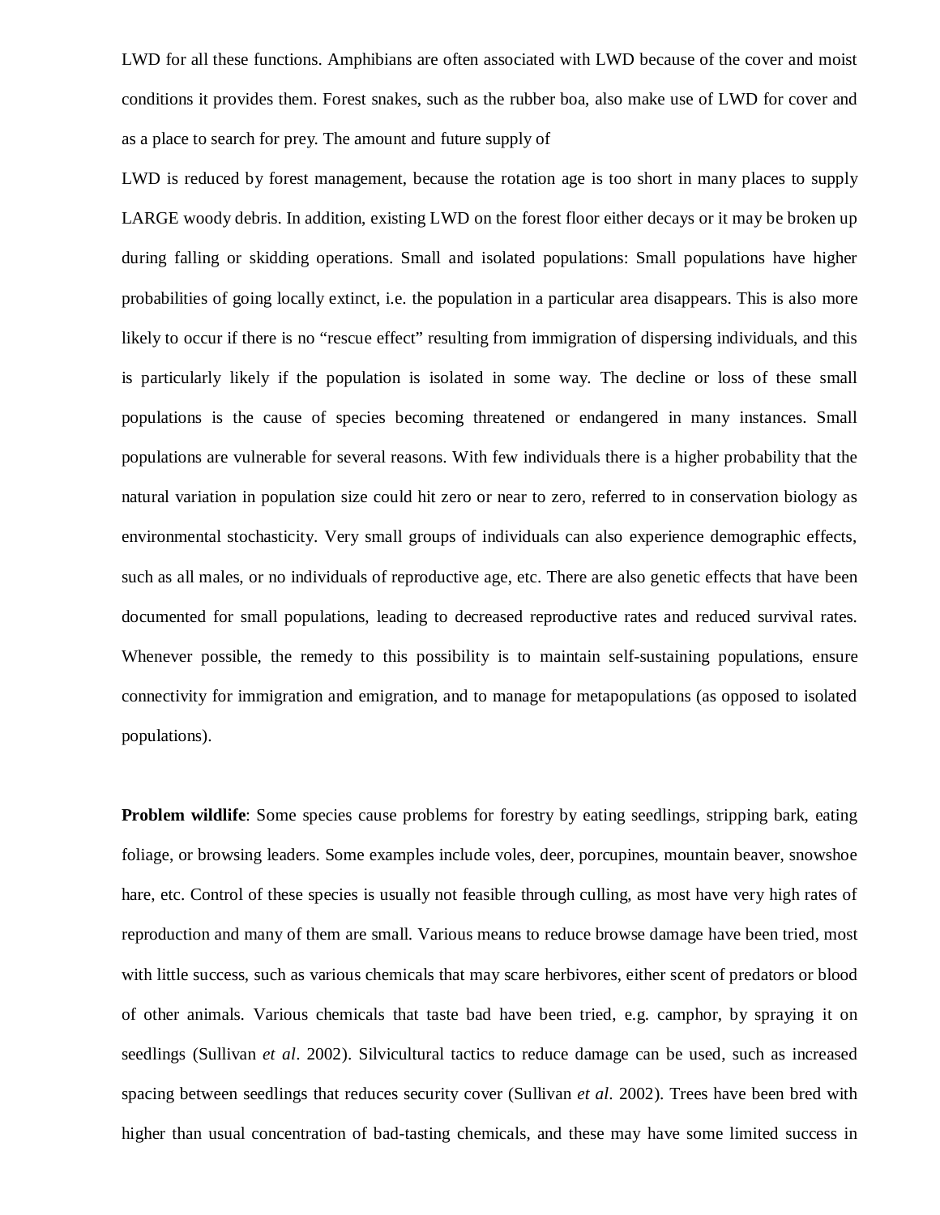LWD for all these functions. Amphibians are often associated with LWD because of the cover and moist conditions it provides them. Forest snakes, such as the rubber boa, also make use of LWD for cover and as a place to search for prey. The amount and future supply of

LWD is reduced by forest management, because the rotation age is too short in many places to supply LARGE woody debris. In addition, existing LWD on the forest floor either decays or it may be broken up during falling or skidding operations. Small and isolated populations: Small populations have higher probabilities of going locally extinct, i.e. the population in a particular area disappears. This is also more likely to occur if there is no "rescue effect" resulting from immigration of dispersing individuals, and this is particularly likely if the population is isolated in some way. The decline or loss of these small populations is the cause of species becoming threatened or endangered in many instances. Small populations are vulnerable for several reasons. With few individuals there is a higher probability that the natural variation in population size could hit zero or near to zero, referred to in conservation biology as environmental stochasticity. Very small groups of individuals can also experience demographic effects, such as all males, or no individuals of reproductive age, etc. There are also genetic effects that have been documented for small populations, leading to decreased reproductive rates and reduced survival rates. Whenever possible, the remedy to this possibility is to maintain self-sustaining populations, ensure connectivity for immigration and emigration, and to manage for metapopulations (as opposed to isolated populations).

**Problem wildlife**: Some species cause problems for forestry by eating seedlings, stripping bark, eating foliage, or browsing leaders. Some examples include voles, deer, porcupines, mountain beaver, snowshoe hare, etc. Control of these species is usually not feasible through culling, as most have very high rates of reproduction and many of them are small. Various means to reduce browse damage have been tried, most with little success, such as various chemicals that may scare herbivores, either scent of predators or blood of other animals. Various chemicals that taste bad have been tried, e.g. camphor, by spraying it on seedlings (Sullivan *et al*. 2002). Silvicultural tactics to reduce damage can be used, such as increased spacing between seedlings that reduces security cover (Sullivan *et al*. 2002). Trees have been bred with higher than usual concentration of bad-tasting chemicals, and these may have some limited success in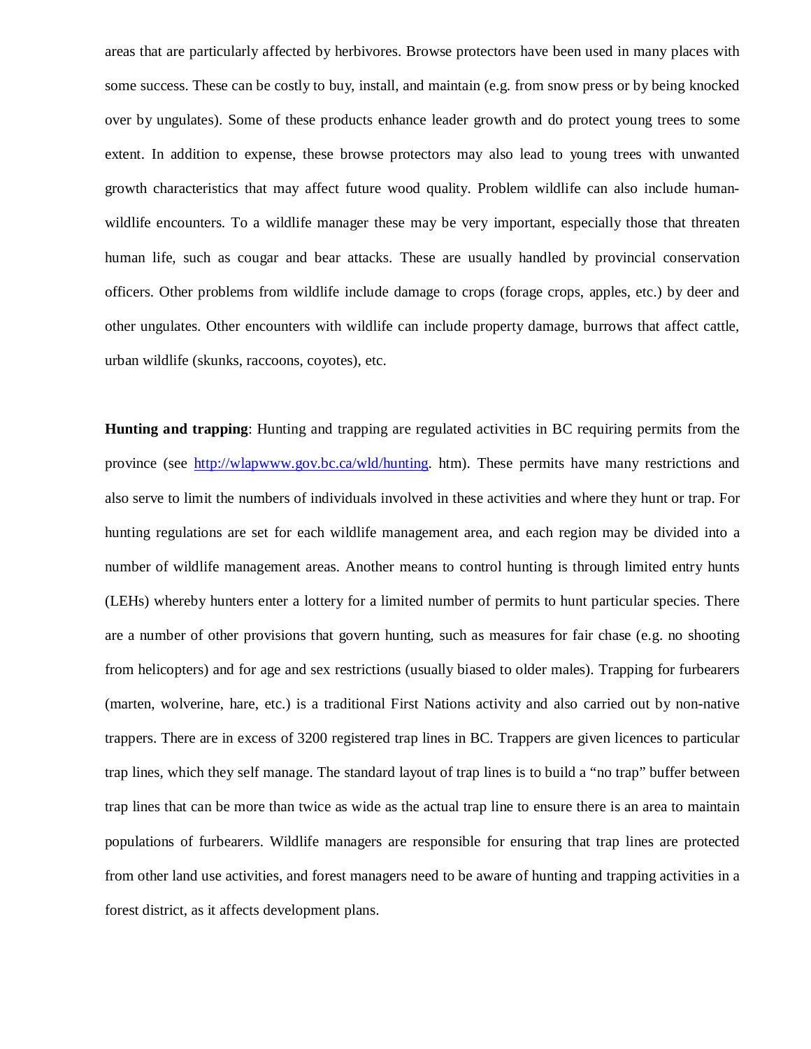areas that are particularly affected by herbivores. Browse protectors have been used in many places with some success. These can be costly to buy, install, and maintain (e.g. from snow press or by being knocked over by ungulates). Some of these products enhance leader growth and do protect young trees to some extent. In addition to expense, these browse protectors may also lead to young trees with unwanted growth characteristics that may affect future wood quality. Problem wildlife can also include human-wildlife encounters. To a wildlife manager these may be very important, especially those that threaten human life, such as cougar and bear attacks. These are usually handled by provincial conservation officers. Other problems from wildlife include damage to crops (forage crops, apples, etc.) by deer and other ungulates. Other encounters with wildlife can include property damage, burrows that affect cattle, urban wildlife (skunks, raccoons, coyotes), etc.

**Hunting and trapping**: Hunting and trapping are regulated activities in BC requiring permits from the province (see [http://wlapwww.gov.bc.ca/wld/hunting](http://wlapwww.gov.bc.ca/wld/hunting). htm). These permits have many restrictions and also serve to limit the numbers of individuals involved in these activities and where they hunt or trap. For hunting regulations are set for each wildlife management area, and each region may be divided into a number of wildlife management areas. Another means to control hunting is through limited entry hunts (LEHs) whereby hunters enter a lottery for a limited number of permits to hunt particular species. There are a number of other provisions that govern hunting, such as measures for fair chase (e.g. no shooting from helicopters) and for age and sex restrictions (usually biased to older males). Trapping for furbearers (marten, wolverine, hare, etc.) is a traditional First Nations activity and also carried out by non-native trappers. There are in excess of 3200 registered trap lines in BC. Trappers are given licences to particular trap lines, which they self manage. The standard layout of trap lines is to build a "no trap" buffer between trap lines that can be more than twice as wide as the actual trap line to ensure there is an area to maintain populations of furbearers. Wildlife managers are responsible for ensuring that trap lines are protected from other land use activities, and forest managers need to be aware of hunting and trapping activities in a forest district, as it affects development plans.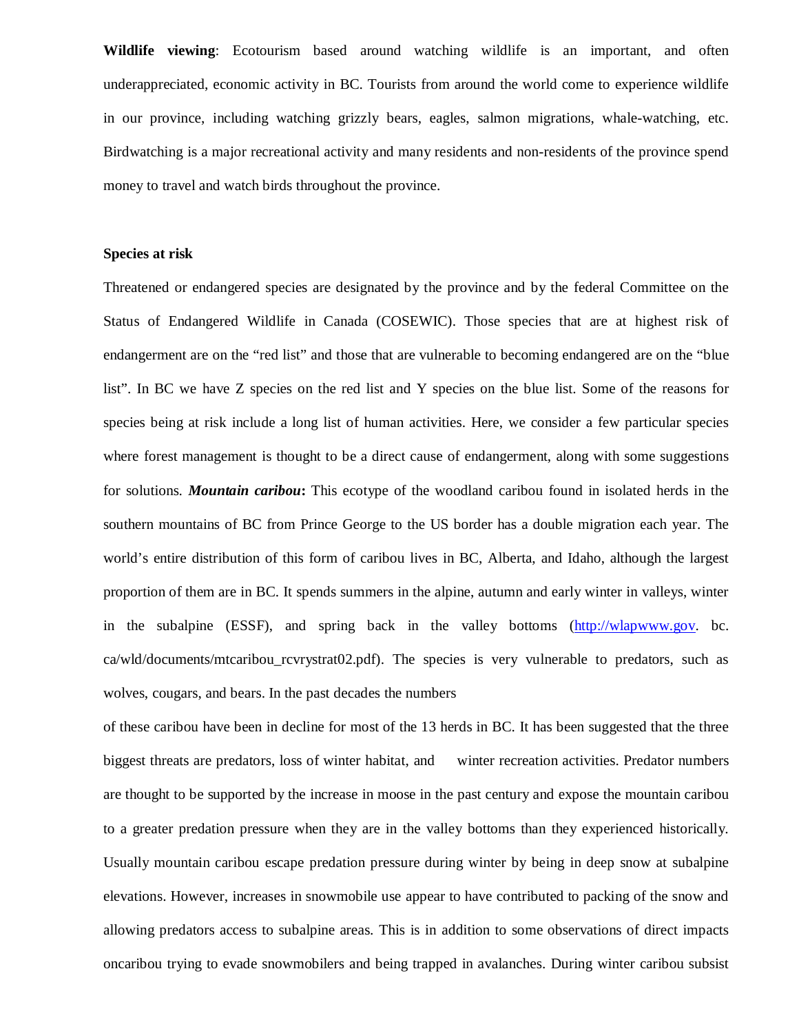**Wildlife viewing**: Ecotourism based around watching wildlife is an important, and often underappreciated, economic activity in BC. Tourists from around the world come to experience wildlife in our province, including watching grizzly bears, eagles, salmon migrations, whale-watching, etc. Birdwatching is a major recreational activity and many residents and non-residents of the province spend money to travel and watch birds throughout the province.

**Species at risk**

Threatened or endangered species are designated by the province and by the federal Committee on the Status of Endangered Wildlife in Canada (COSEWIC). Those species that are at highest risk of endangerment are on the "red list" and those that are vulnerable to becoming endangered are on the "blue list". In BC we have Z species on the red list and Y species on the blue list. Some of the reasons for species being at risk include a long list of human activities. Here, we consider a few particular species where forest management is thought to be a direct cause of endangerment, along with some suggestions for solutions. ***Mountain caribou*:** This ecotype of the woodland caribou found in isolated herds in the southern mountains of BC from Prince George to the US border has a double migration each year. The world's entire distribution of this form of caribou lives in BC, Alberta, and Idaho, although the largest proportion of them are in BC. It spends summers in the alpine, autumn and early winter in valleys, winter in the subalpine (ESSF), and spring back in the valley bottoms (http://wlapwww.gov. bc. ca/wld/documents/mtcaribou_rcvrystrat02.pdf). The species is very vulnerable to predators, such as wolves, cougars, and bears. In the past decades the numbers of these caribou have been in decline for most of the 13 herds in BC. It has been suggested that the three biggest threats are predators, loss of winter habitat, and winter recreation activities. Predator numbers are thought to be supported by the increase in moose in the past century and expose the mountain caribou to a greater predation pressure when they are in the valley bottoms than they experienced historically. Usually mountain caribou escape predation pressure during winter by being in deep snow at subalpine elevations. However, increases in snowmobile use appear to have contributed to packing of the snow and allowing predators access to subalpine areas. This is in addition to some observations of direct impacts oncaribou trying to evade snowmobilers and being trapped in avalanches. During winter caribou subsist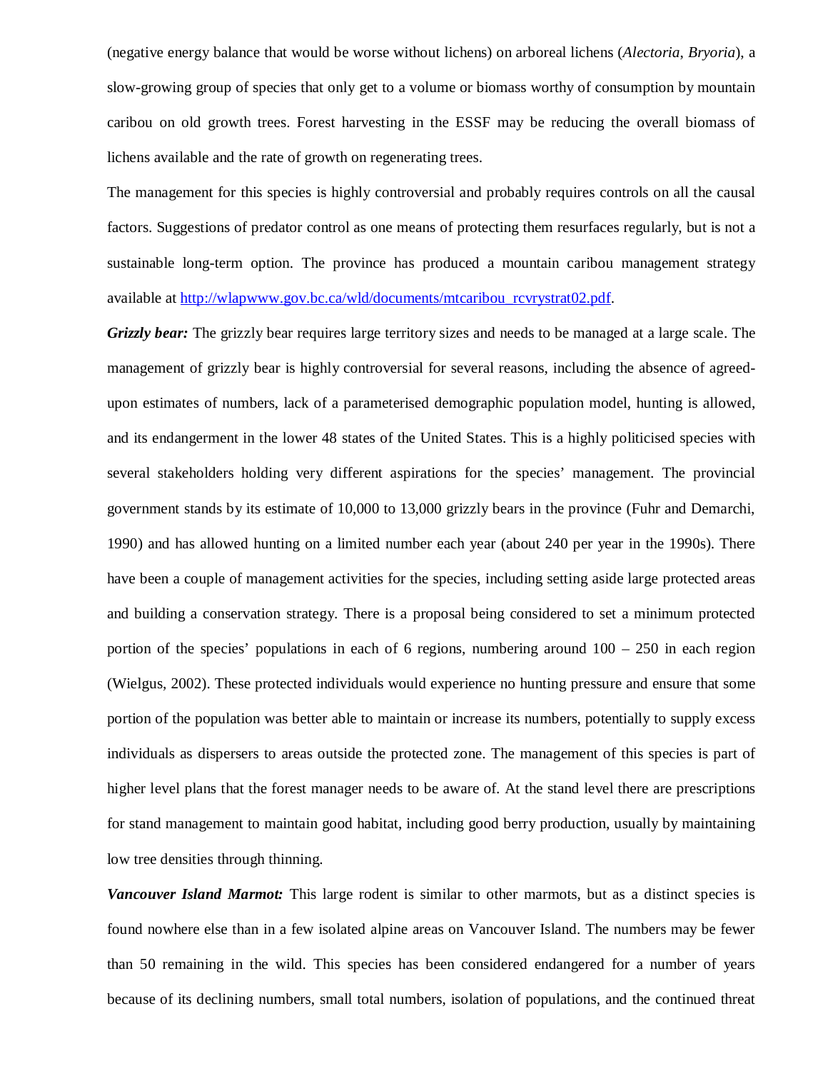(negative energy balance that would be worse without lichens) on arboreal lichens (*Alectoria*, *Bryoria*), a slow-growing group of species that only get to a volume or biomass worthy of consumption by mountain caribou on old growth trees. Forest harvesting in the ESSF may be reducing the overall biomass of lichens available and the rate of growth on regenerating trees.

The management for this species is highly controversial and probably requires controls on all the causal factors. Suggestions of predator control as one means of protecting them resurfaces regularly, but is not a sustainable long-term option. The province has produced a mountain caribou management strategy available at http://wlapwww.gov.bc.ca/wld/documents/mtcaribou_rcvrystrat02.pdf.

***Grizzly bear:*** The grizzly bear requires large territory sizes and needs to be managed at a large scale. The management of grizzly bear is highly controversial for several reasons, including the absence of agreed-upon estimates of numbers, lack of a parameterised demographic population model, hunting is allowed, and its endangerment in the lower 48 states of the United States. This is a highly politicised species with several stakeholders holding very different aspirations for the species' management. The provincial government stands by its estimate of 10,000 to 13,000 grizzly bears in the province (Fuhr and Demarchi, 1990) and has allowed hunting on a limited number each year (about 240 per year in the 1990s). There have been a couple of management activities for the species, including setting aside large protected areas and building a conservation strategy. There is a proposal being considered to set a minimum protected portion of the species' populations in each of 6 regions, numbering around 100 – 250 in each region (Wielgus, 2002). These protected individuals would experience no hunting pressure and ensure that some portion of the population was better able to maintain or increase its numbers, potentially to supply excess individuals as dispersers to areas outside the protected zone. The management of this species is part of higher level plans that the forest manager needs to be aware of. At the stand level there are prescriptions for stand management to maintain good habitat, including good berry production, usually by maintaining low tree densities through thinning.

***Vancouver Island Marmot:*** This large rodent is similar to other marmots, but as a distinct species is found nowhere else than in a few isolated alpine areas on Vancouver Island. The numbers may be fewer than 50 remaining in the wild. This species has been considered endangered for a number of years because of its declining numbers, small total numbers, isolation of populations, and the continued threat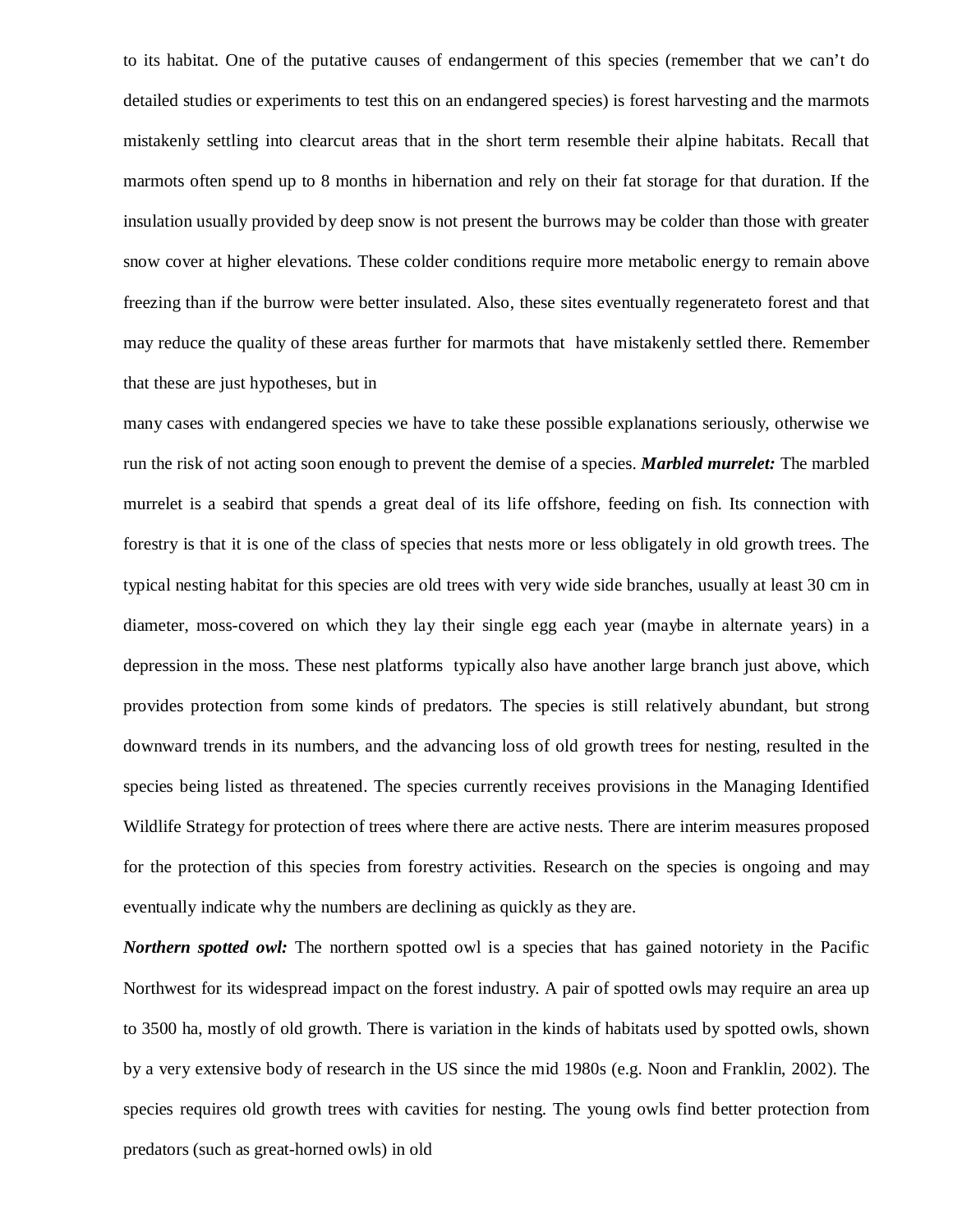to its habitat. One of the putative causes of endangerment of this species (remember that we can't do detailed studies or experiments to test this on an endangered species) is forest harvesting and the marmots mistakenly settling into clearcut areas that in the short term resemble their alpine habitats. Recall that marmots often spend up to 8 months in hibernation and rely on their fat storage for that duration. If the insulation usually provided by deep snow is not present the burrows may be colder than those with greater snow cover at higher elevations. These colder conditions require more metabolic energy to remain above freezing than if the burrow were better insulated. Also, these sites eventually regenerateto forest and that may reduce the quality of these areas further for marmots that have mistakenly settled there. Remember that these are just hypotheses, but in

many cases with endangered species we have to take these possible explanations seriously, otherwise we run the risk of not acting soon enough to prevent the demise of a species. ***Marbled murrelet:*** The marbled murrelet is a seabird that spends a great deal of its life offshore, feeding on fish. Its connection with forestry is that it is one of the class of species that nests more or less obligately in old growth trees. The typical nesting habitat for this species are old trees with very wide side branches, usually at least 30 cm in diameter, moss-covered on which they lay their single egg each year (maybe in alternate years) in a depression in the moss. These nest platforms typically also have another large branch just above, which provides protection from some kinds of predators. The species is still relatively abundant, but strong downward trends in its numbers, and the advancing loss of old growth trees for nesting, resulted in the species being listed as threatened. The species currently receives provisions in the Managing Identified Wildlife Strategy for protection of trees where there are active nests. There are interim measures proposed for the protection of this species from forestry activities. Research on the species is ongoing and may eventually indicate why the numbers are declining as quickly as they are.

***Northern spotted owl:*** The northern spotted owl is a species that has gained notoriety in the Pacific Northwest for its widespread impact on the forest industry. A pair of spotted owls may require an area up to 3500 ha, mostly of old growth. There is variation in the kinds of habitats used by spotted owls, shown by a very extensive body of research in the US since the mid 1980s (e.g. Noon and Franklin, 2002). The species requires old growth trees with cavities for nesting. The young owls find better protection from predators (such as great-horned owls) in old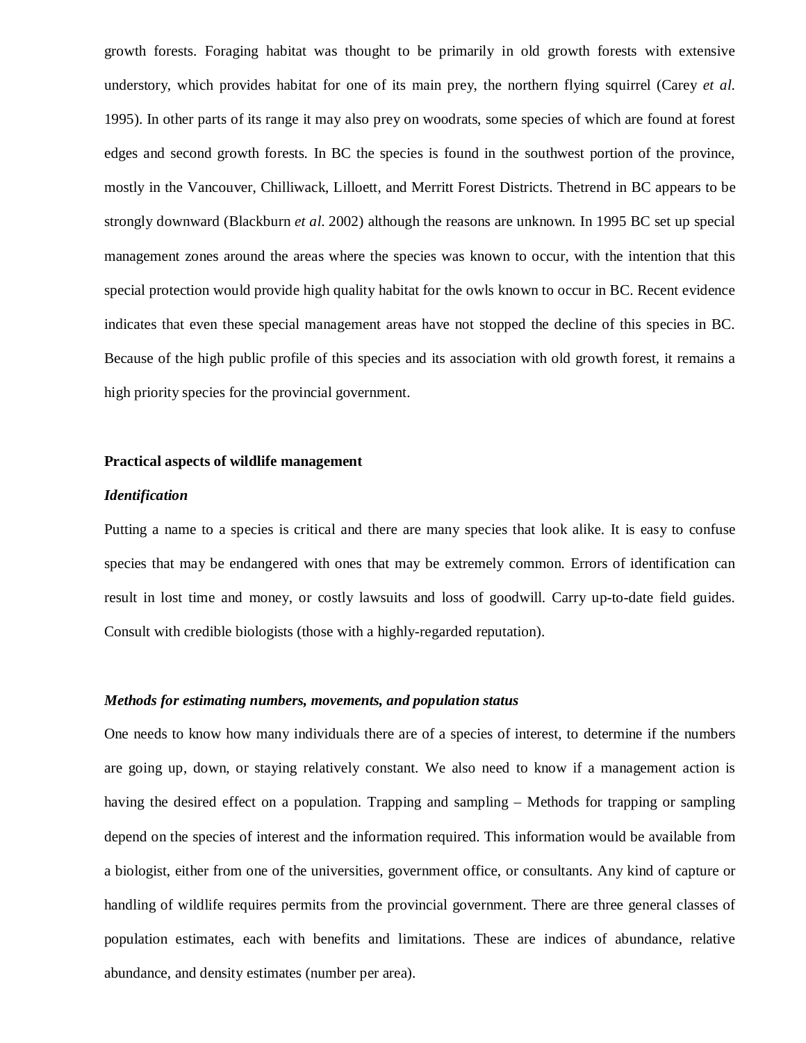growth forests. Foraging habitat was thought to be primarily in old growth forests with extensive understory, which provides habitat for one of its main prey, the northern flying squirrel (Carey *et al.* 1995). In other parts of its range it may also prey on woodrats, some species of which are found at forest edges and second growth forests. In BC the species is found in the southwest portion of the province, mostly in the Vancouver, Chilliwack, Lilloett, and Merritt Forest Districts. Thetrend in BC appears to be strongly downward (Blackburn *et al.* 2002) although the reasons are unknown. In 1995 BC set up special management zones around the areas where the species was known to occur, with the intention that this special protection would provide high quality habitat for the owls known to occur in BC. Recent evidence indicates that even these special management areas have not stopped the decline of this species in BC. Because of the high public profile of this species and its association with old growth forest, it remains a high priority species for the provincial government.

**Practical aspects of wildlife management**

***Identification***

Putting a name to a species is critical and there are many species that look alike. It is easy to confuse species that may be endangered with ones that may be extremely common. Errors of identification can result in lost time and money, or costly lawsuits and loss of goodwill. Carry up-to-date field guides. Consult with credible biologists (those with a highly-regarded reputation).

***Methods for estimating numbers, movements, and population status***

One needs to know how many individuals there are of a species of interest, to determine if the numbers are going up, down, or staying relatively constant. We also need to know if a management action is having the desired effect on a population. Trapping and sampling – Methods for trapping or sampling depend on the species of interest and the information required. This information would be available from a biologist, either from one of the universities, government office, or consultants. Any kind of capture or handling of wildlife requires permits from the provincial government. There are three general classes of population estimates, each with benefits and limitations. These are indices of abundance, relative abundance, and density estimates (number per area).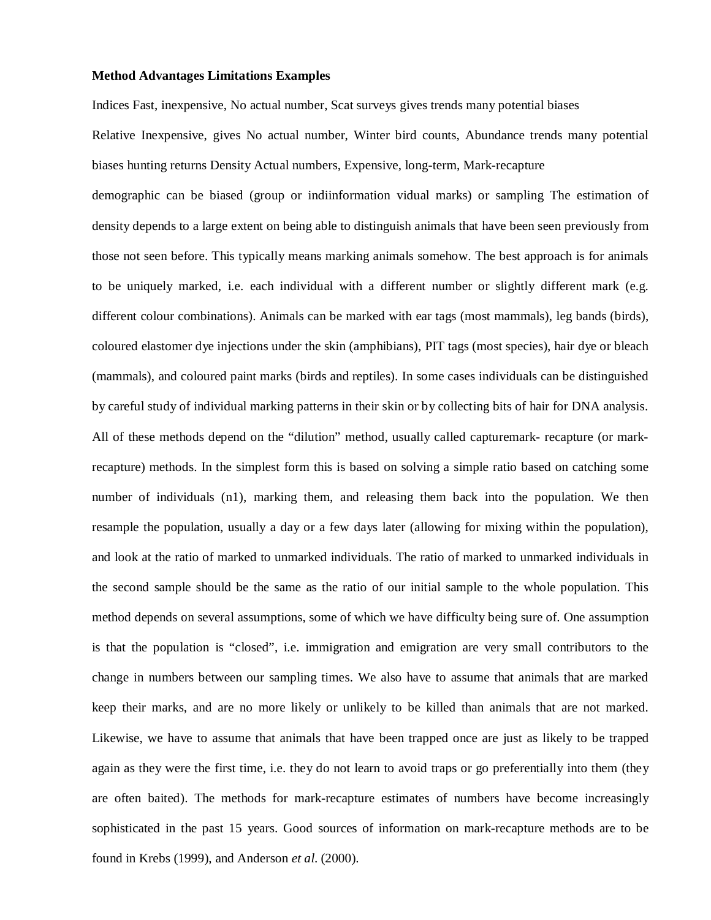**Method Advantages Limitations Examples**

Indices Fast, inexpensive, No actual number, Scat surveys gives trends many potential biases

Relative Inexpensive, gives No actual number, Winter bird counts, Abundance trends many potential biases hunting returns Density Actual numbers, Expensive, long-term, Mark-recapture

demographic can be biased (group or indiinformation vidual marks) or sampling The estimation of density depends to a large extent on being able to distinguish animals that have been seen previously from those not seen before. This typically means marking animals somehow. The best approach is for animals to be uniquely marked, i.e. each individual with a different number or slightly different mark (e.g. different colour combinations). Animals can be marked with ear tags (most mammals), leg bands (birds), coloured elastomer dye injections under the skin (amphibians), PIT tags (most species), hair dye or bleach (mammals), and coloured paint marks (birds and reptiles). In some cases individuals can be distinguished by careful study of individual marking patterns in their skin or by collecting bits of hair for DNA analysis. All of these methods depend on the "dilution" method, usually called capturemark- recapture (or mark-recapture) methods. In the simplest form this is based on solving a simple ratio based on catching some number of individuals (n1), marking them, and releasing them back into the population. We then resample the population, usually a day or a few days later (allowing for mixing within the population), and look at the ratio of marked to unmarked individuals. The ratio of marked to unmarked individuals in the second sample should be the same as the ratio of our initial sample to the whole population. This method depends on several assumptions, some of which we have difficulty being sure of. One assumption is that the population is "closed", i.e. immigration and emigration are very small contributors to the change in numbers between our sampling times. We also have to assume that animals that are marked keep their marks, and are no more likely or unlikely to be killed than animals that are not marked. Likewise, we have to assume that animals that have been trapped once are just as likely to be trapped again as they were the first time, i.e. they do not learn to avoid traps or go preferentially into them (they are often baited). The methods for mark-recapture estimates of numbers have become increasingly sophisticated in the past 15 years. Good sources of information on mark-recapture methods are to be found in Krebs (1999), and Anderson *et al.* (2000).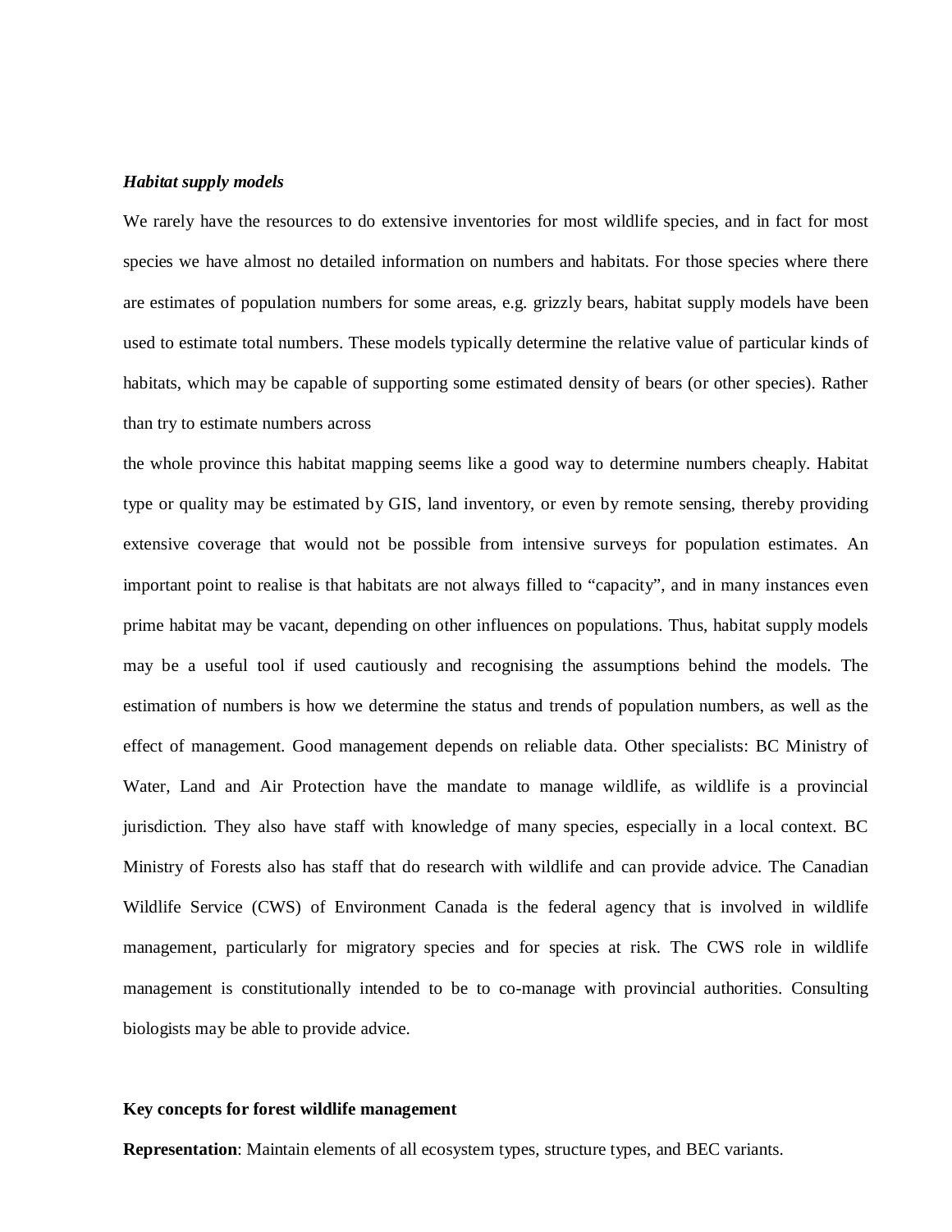***Habitat supply models***

We rarely have the resources to do extensive inventories for most wildlife species, and in fact for most species we have almost no detailed information on numbers and habitats. For those species where there are estimates of population numbers for some areas, e.g. grizzly bears, habitat supply models have been used to estimate total numbers. These models typically determine the relative value of particular kinds of habitats, which may be capable of supporting some estimated density of bears (or other species). Rather than try to estimate numbers across the whole province this habitat mapping seems like a good way to determine numbers cheaply. Habitat type or quality may be estimated by GIS, land inventory, or even by remote sensing, thereby providing extensive coverage that would not be possible from intensive surveys for population estimates. An important point to realise is that habitats are not always filled to "capacity", and in many instances even prime habitat may be vacant, depending on other influences on populations. Thus, habitat supply models may be a useful tool if used cautiously and recognising the assumptions behind the models. The estimation of numbers is how we determine the status and trends of population numbers, as well as the effect of management. Good management depends on reliable data. Other specialists: BC Ministry of Water, Land and Air Protection have the mandate to manage wildlife, as wildlife is a provincial jurisdiction. They also have staff with knowledge of many species, especially in a local context. BC Ministry of Forests also has staff that do research with wildlife and can provide advice. The Canadian Wildlife Service (CWS) of Environment Canada is the federal agency that is involved in wildlife management, particularly for migratory species and for species at risk. The CWS role in wildlife management is constitutionally intended to be to co-manage with provincial authorities. Consulting biologists may be able to provide advice.

**Key concepts for forest wildlife management**

**Representation**: Maintain elements of all ecosystem types, structure types, and BEC variants.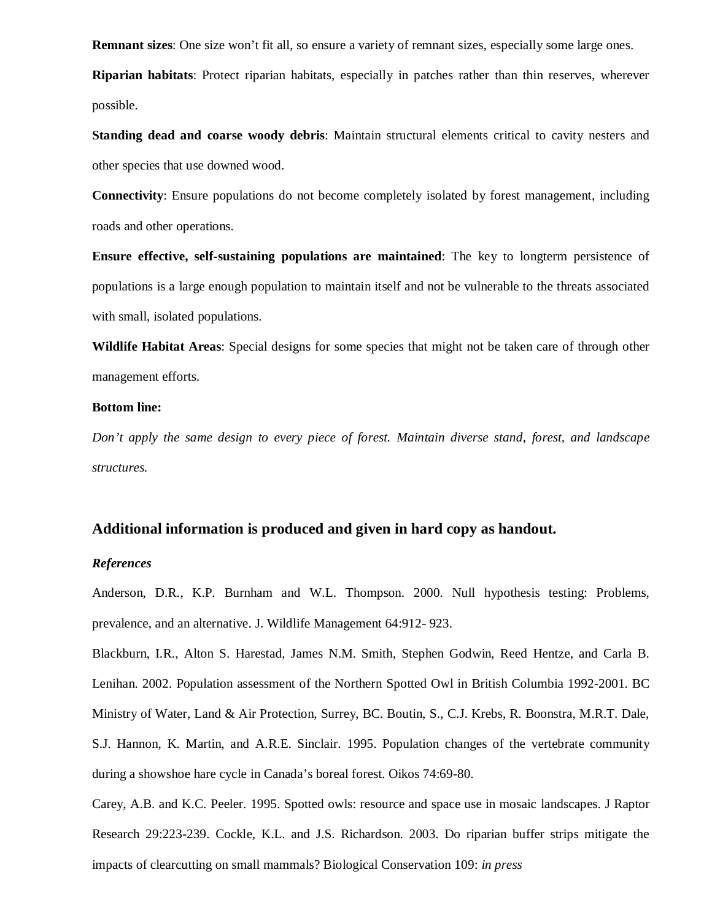**Remnant sizes**: One size won't fit all, so ensure a variety of remnant sizes, especially some large ones.

**Riparian habitats**: Protect riparian habitats, especially in patches rather than thin reserves, wherever possible.

**Standing dead and coarse woody debris**: Maintain structural elements critical to cavity nesters and other species that use downed wood.

**Connectivity**: Ensure populations do not become completely isolated by forest management, including roads and other operations.

**Ensure effective, self-sustaining populations are maintained**: The key to longterm persistence of populations is a large enough population to maintain itself and not be vulnerable to the threats associated with small, isolated populations.

**Wildlife Habitat Areas**: Special designs for some species that might not be taken care of through other management efforts.

**Bottom line:**

*Don't apply the same design to every piece of forest. Maintain diverse stand, forest, and landscape structures.*

## Additional information is produced and given in hard copy as handout.

***References***

Anderson, D.R., K.P. Burnham and W.L. Thompson. 2000. Null hypothesis testing: Problems, prevalence, and an alternative. J. Wildlife Management 64:912- 923.

Blackburn, I.R., Alton S. Harestad, James N.M. Smith, Stephen Godwin, Reed Hentze, and Carla B. Lenihan. 2002. Population assessment of the Northern Spotted Owl in British Columbia 1992-2001. BC Ministry of Water, Land & Air Protection, Surrey, BC. Boutin, S., C.J. Krebs, R. Boonstra, M.R.T. Dale, S.J. Hannon, K. Martin, and A.R.E. Sinclair. 1995. Population changes of the vertebrate community during a showshoe hare cycle in Canada's boreal forest. Oikos 74:69-80.

Carey, A.B. and K.C. Peeler. 1995. Spotted owls: resource and space use in mosaic landscapes. J Raptor Research 29:223-239. Cockle, K.L. and J.S. Richardson. 2003. Do riparian buffer strips mitigate the impacts of clearcutting on small mammals? Biological Conservation 109: *in press*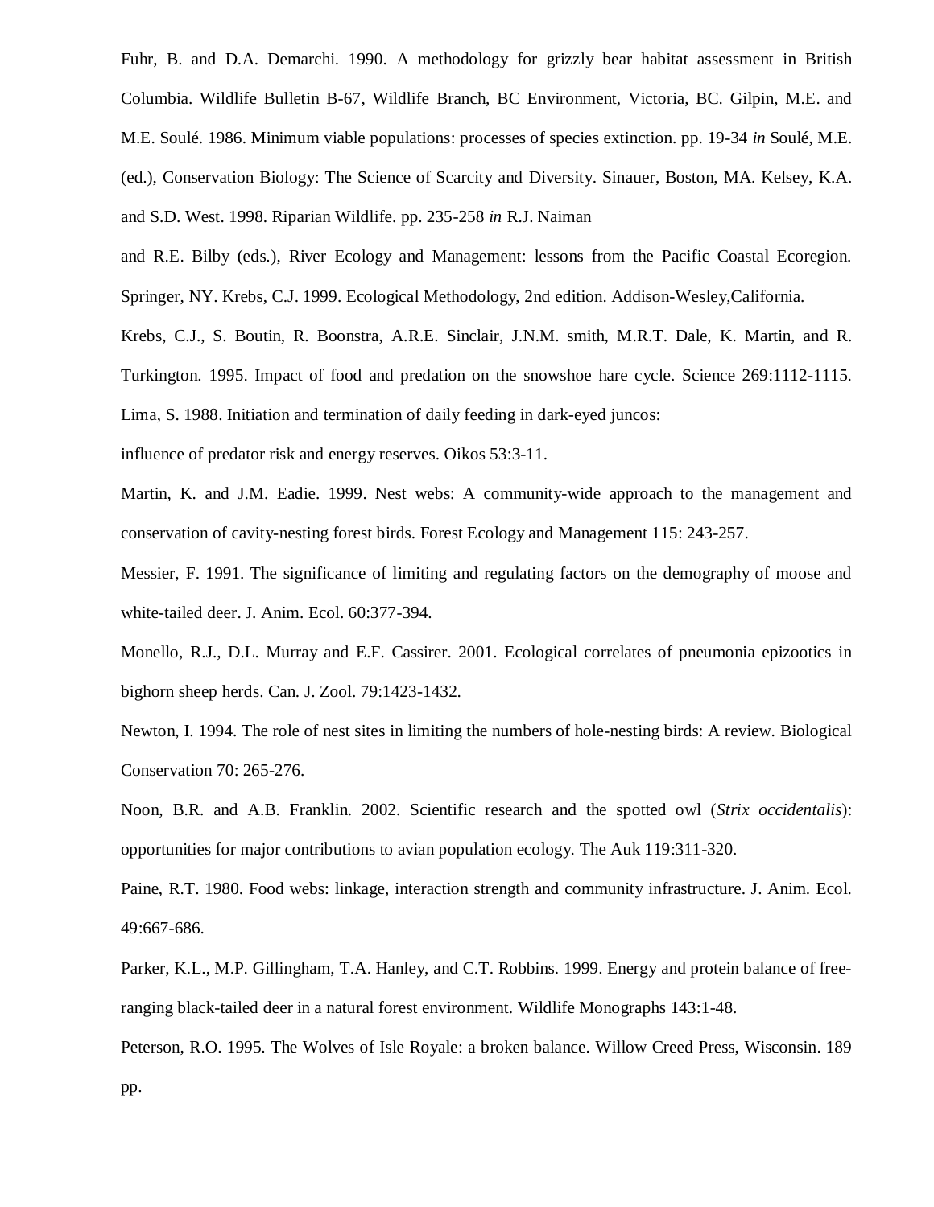Fuhr, B. and D.A. Demarchi. 1990. A methodology for grizzly bear habitat assessment in British Columbia. Wildlife Bulletin B-67, Wildlife Branch, BC Environment, Victoria, BC. Gilpin, M.E. and M.E. Soulé. 1986. Minimum viable populations: processes of species extinction. pp. 19-34 *in* Soulé, M.E. (ed.), Conservation Biology: The Science of Scarcity and Diversity. Sinauer, Boston, MA. Kelsey, K.A. and S.D. West. 1998. Riparian Wildlife. pp. 235-258 *in* R.J. Naiman

and R.E. Bilby (eds.), River Ecology and Management: lessons from the Pacific Coastal Ecoregion. Springer, NY. Krebs, C.J. 1999. Ecological Methodology, 2nd edition. Addison-Wesley,California.

Krebs, C.J., S. Boutin, R. Boonstra, A.R.E. Sinclair, J.N.M. smith, M.R.T. Dale, K. Martin, and R. Turkington. 1995. Impact of food and predation on the snowshoe hare cycle. Science 269:1112-1115. Lima, S. 1988. Initiation and termination of daily feeding in dark-eyed juncos:

influence of predator risk and energy reserves. Oikos 53:3-11.

Martin, K. and J.M. Eadie. 1999. Nest webs: A community-wide approach to the management and conservation of cavity-nesting forest birds. Forest Ecology and Management 115: 243-257.

Messier, F. 1991. The significance of limiting and regulating factors on the demography of moose and white-tailed deer. J. Anim. Ecol. 60:377-394.

Monello, R.J., D.L. Murray and E.F. Cassirer. 2001. Ecological correlates of pneumonia epizootics in bighorn sheep herds. Can. J. Zool. 79:1423-1432.

Newton, I. 1994. The role of nest sites in limiting the numbers of hole-nesting birds: A review. Biological Conservation 70: 265-276.

Noon, B.R. and A.B. Franklin. 2002. Scientific research and the spotted owl (*Strix occidentalis*): opportunities for major contributions to avian population ecology. The Auk 119:311-320.

Paine, R.T. 1980. Food webs: linkage, interaction strength and community infrastructure. J. Anim. Ecol. 49:667-686.

Parker, K.L., M.P. Gillingham, T.A. Hanley, and C.T. Robbins. 1999. Energy and protein balance of free-ranging black-tailed deer in a natural forest environment. Wildlife Monographs 143:1-48.

Peterson, R.O. 1995. The Wolves of Isle Royale: a broken balance. Willow Creed Press, Wisconsin. 189 pp.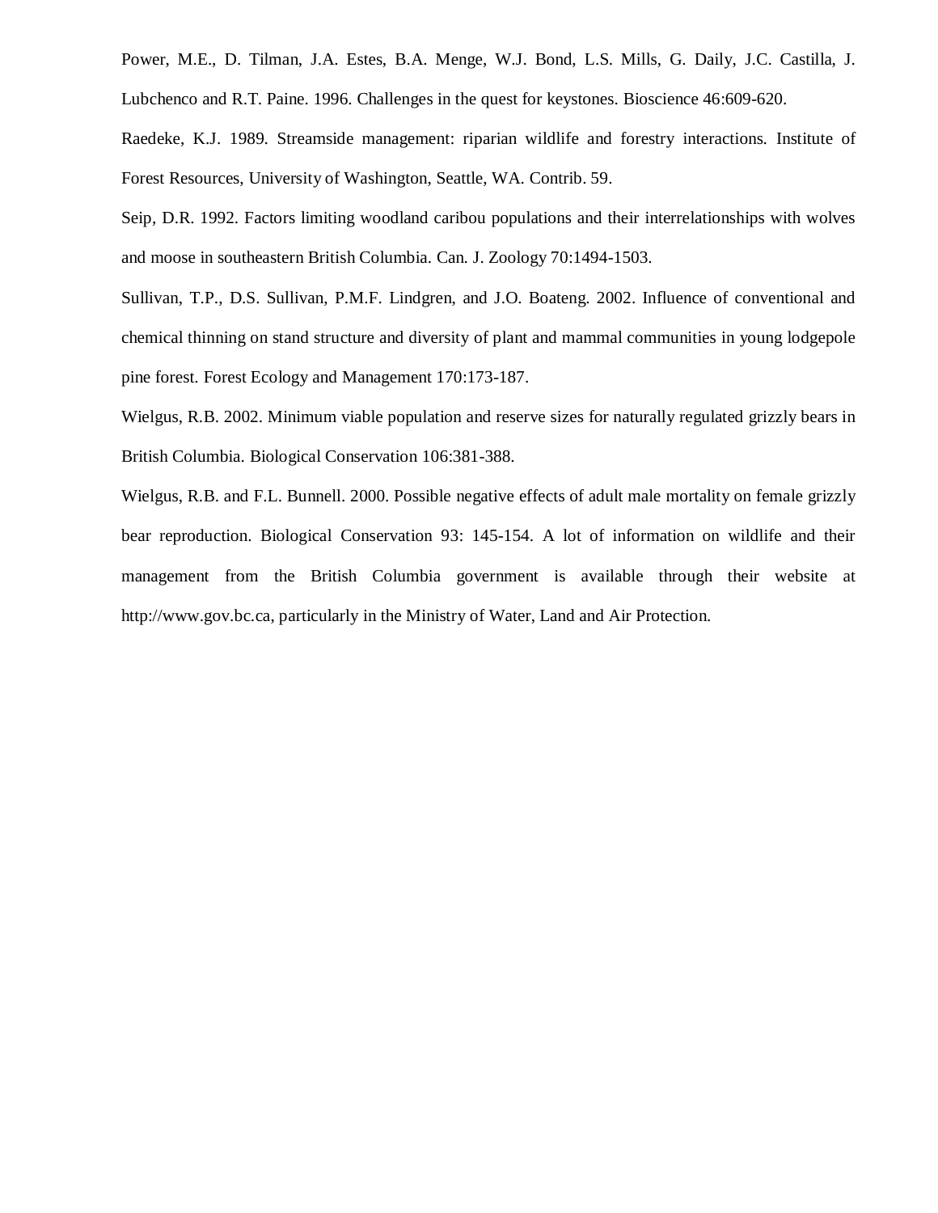Power, M.E., D. Tilman, J.A. Estes, B.A. Menge, W.J. Bond, L.S. Mills, G. Daily, J.C. Castilla, J. Lubchenco and R.T. Paine. 1996. Challenges in the quest for keystones. Bioscience 46:609-620.

Raedeke, K.J. 1989. Streamside management: riparian wildlife and forestry interactions. Institute of Forest Resources, University of Washington, Seattle, WA. Contrib. 59.

Seip, D.R. 1992. Factors limiting woodland caribou populations and their interrelationships with wolves and moose in southeastern British Columbia. Can. J. Zoology 70:1494-1503.

Sullivan, T.P., D.S. Sullivan, P.M.F. Lindgren, and J.O. Boateng. 2002. Influence of conventional and chemical thinning on stand structure and diversity of plant and mammal communities in young lodgepole pine forest. Forest Ecology and Management 170:173-187.

Wielgus, R.B. 2002. Minimum viable population and reserve sizes for naturally regulated grizzly bears in British Columbia. Biological Conservation 106:381-388.

Wielgus, R.B. and F.L. Bunnell. 2000. Possible negative effects of adult male mortality on female grizzly bear reproduction. Biological Conservation 93: 145-154. A lot of information on wildlife and their management from the British Columbia government is available through their website at http://www.gov.bc.ca, particularly in the Ministry of Water, Land and Air Protection.